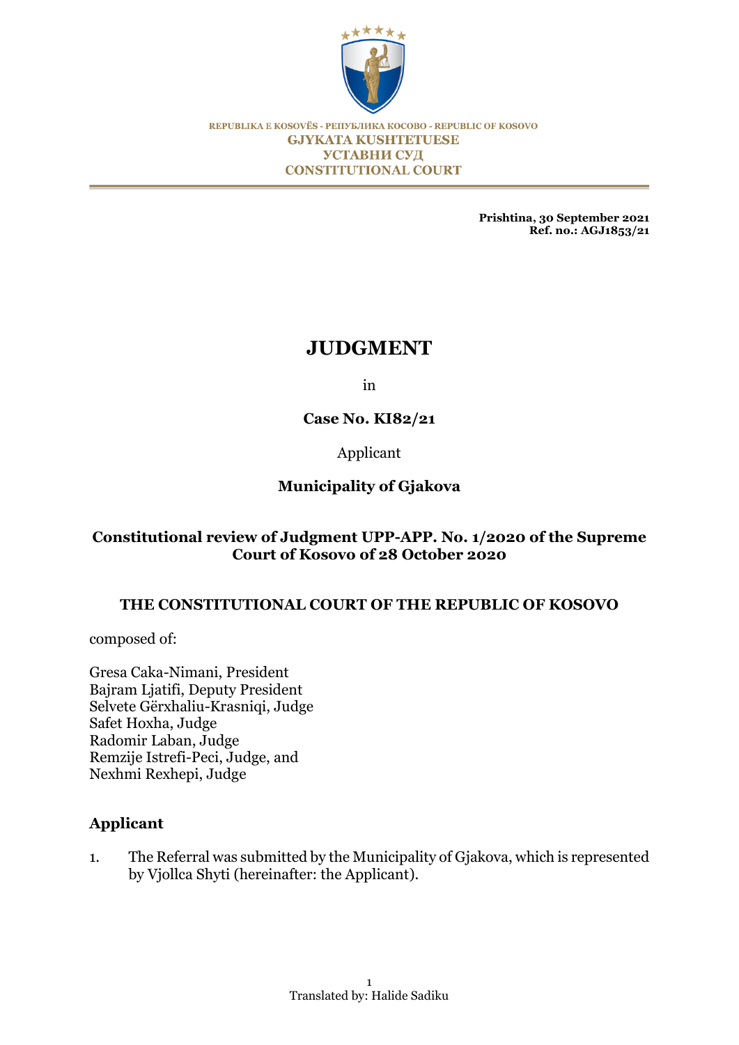REPUBLIKA E KOSOVËS - РЕПУБЛИКА КОСОВО - REPUBLIC OF KOSOVO

GJYKATA KUSHTETUESE

УСТАВНИ СУД

CONSTITUTIONAL COURT

**Prishtina, 30 September 2021**
**Ref. no.: AGJ1853/21**

# JUDGMENT

in

**Case No. KI82/21**

Applicant

**Municipality of Gjakova**

**Constitutional review of Judgment UPP-APP. No. 1/2020 of the Supreme Court of Kosovo of 28 October 2020**

**THE CONSTITUTIONAL COURT OF THE REPUBLIC OF KOSOVO**

composed of:

Gresa Caka-Nimani, President
Bajram Ljatifi, Deputy President
Selvete Gërxhaliu-Krasniqi, Judge
Safet Hoxha, Judge
Radomir Laban, Judge
Remzije Istrefi-Peci, Judge, and
Nexhmi Rexhepi, Judge

## Applicant

1. The Referral was submitted by the Municipality of Gjakova, which is represented by Vjollca Shyti (hereinafter: the Applicant).

Translated by: Halide Sadiku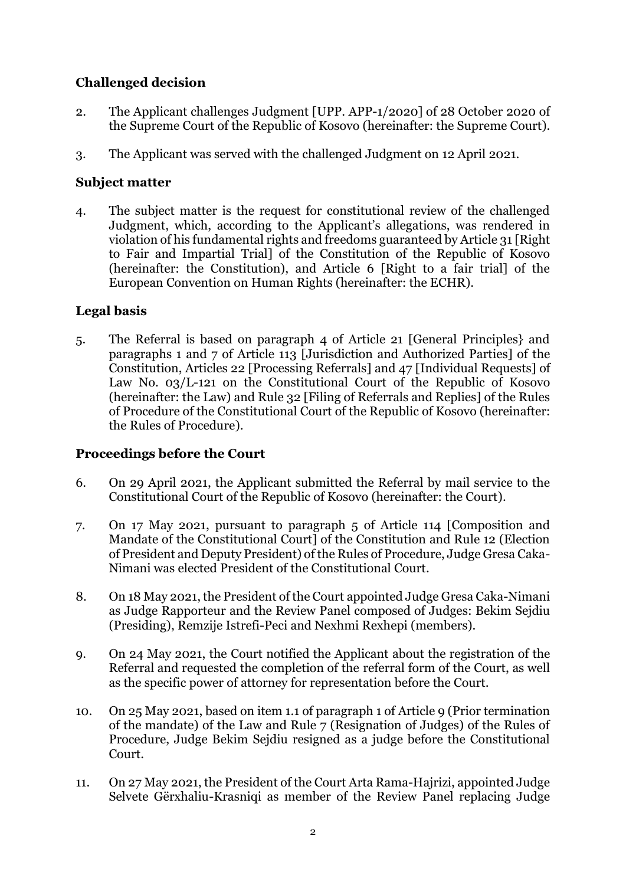## Challenged decision

2. The Applicant challenges Judgment [UPP. APP-1/2020] of 28 October 2020 of the Supreme Court of the Republic of Kosovo (hereinafter: the Supreme Court).

3. The Applicant was served with the challenged Judgment on 12 April 2021.

## Subject matter

4. The subject matter is the request for constitutional review of the challenged Judgment, which, according to the Applicant's allegations, was rendered in violation of his fundamental rights and freedoms guaranteed by Article 31 [Right to Fair and Impartial Trial] of the Constitution of the Republic of Kosovo (hereinafter: the Constitution), and Article 6 [Right to a fair trial] of the European Convention on Human Rights (hereinafter: the ECHR).

## Legal basis

5. The Referral is based on paragraph 4 of Article 21 [General Principles} and paragraphs 1 and 7 of Article 113 [Jurisdiction and Authorized Parties] of the Constitution, Articles 22 [Processing Referrals] and 47 [Individual Requests] of Law No. 03/L-121 on the Constitutional Court of the Republic of Kosovo (hereinafter: the Law) and Rule 32 [Filing of Referrals and Replies] of the Rules of Procedure of the Constitutional Court of the Republic of Kosovo (hereinafter: the Rules of Procedure).

## Proceedings before the Court

6. On 29 April 2021, the Applicant submitted the Referral by mail service to the Constitutional Court of the Republic of Kosovo (hereinafter: the Court).

7. On 17 May 2021, pursuant to paragraph 5 of Article 114 [Composition and Mandate of the Constitutional Court] of the Constitution and Rule 12 (Election of President and Deputy President) of the Rules of Procedure, Judge Gresa Caka-Nimani was elected President of the Constitutional Court.

8. On 18 May 2021, the President of the Court appointed Judge Gresa Caka-Nimani as Judge Rapporteur and the Review Panel composed of Judges: Bekim Sejdiu (Presiding), Remzije Istrefi-Peci and Nexhmi Rexhepi (members).

9. On 24 May 2021, the Court notified the Applicant about the registration of the Referral and requested the completion of the referral form of the Court, as well as the specific power of attorney for representation before the Court.

10. On 25 May 2021, based on item 1.1 of paragraph 1 of Article 9 (Prior termination of the mandate) of the Law and Rule 7 (Resignation of Judges) of the Rules of Procedure, Judge Bekim Sejdiu resigned as a judge before the Constitutional Court.

11. On 27 May 2021, the President of the Court Arta Rama-Hajrizi, appointed Judge Selvete Gërxhaliu-Krasniqi as member of the Review Panel replacing Judge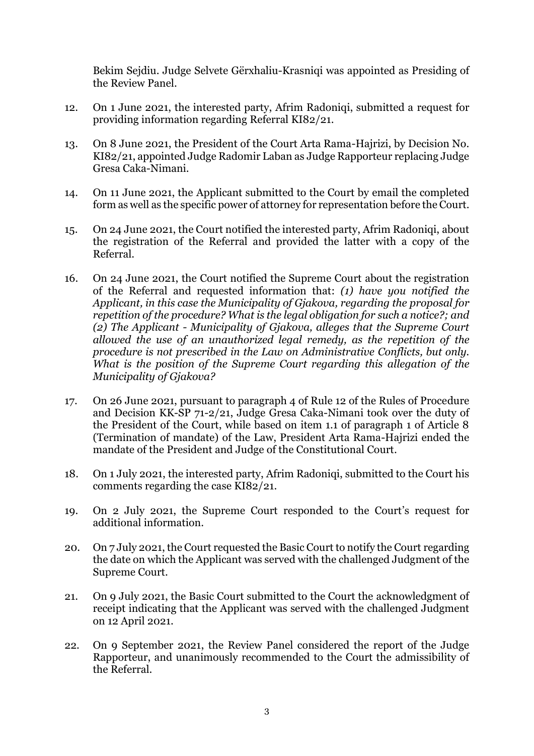Bekim Sejdiu. Judge Selvete Gërxhaliu-Krasniqi was appointed as Presiding of the Review Panel.

12. On 1 June 2021, the interested party, Afrim Radoniqi, submitted a request for providing information regarding Referral KI82/21.

13. On 8 June 2021, the President of the Court Arta Rama-Hajrizi, by Decision No. KI82/21, appointed Judge Radomir Laban as Judge Rapporteur replacing Judge Gresa Caka-Nimani.

14. On 11 June 2021, the Applicant submitted to the Court by email the completed form as well as the specific power of attorney for representation before the Court.

15. On 24 June 2021, the Court notified the interested party, Afrim Radoniqi, about the registration of the Referral and provided the latter with a copy of the Referral.

16. On 24 June 2021, the Court notified the Supreme Court about the registration of the Referral and requested information that: *(1) have you notified the Applicant, in this case the Municipality of Gjakova, regarding the proposal for repetition of the procedure? What is the legal obligation for such a notice?; and (2) The Applicant - Municipality of Gjakova, alleges that the Supreme Court allowed the use of an unauthorized legal remedy, as the repetition of the procedure is not prescribed in the Law on Administrative Conflicts, but only. What is the position of the Supreme Court regarding this allegation of the Municipality of Gjakova?*

17. On 26 June 2021, pursuant to paragraph 4 of Rule 12 of the Rules of Procedure and Decision KK-SP 71-2/21, Judge Gresa Caka-Nimani took over the duty of the President of the Court, while based on item 1.1 of paragraph 1 of Article 8 (Termination of mandate) of the Law, President Arta Rama-Hajrizi ended the mandate of the President and Judge of the Constitutional Court.

18. On 1 July 2021, the interested party, Afrim Radoniqi, submitted to the Court his comments regarding the case KI82/21.

19. On 2 July 2021, the Supreme Court responded to the Court's request for additional information.

20. On 7 July 2021, the Court requested the Basic Court to notify the Court regarding the date on which the Applicant was served with the challenged Judgment of the Supreme Court.

21. On 9 July 2021, the Basic Court submitted to the Court the acknowledgment of receipt indicating that the Applicant was served with the challenged Judgment on 12 April 2021.

22. On 9 September 2021, the Review Panel considered the report of the Judge Rapporteur, and unanimously recommended to the Court the admissibility of the Referral.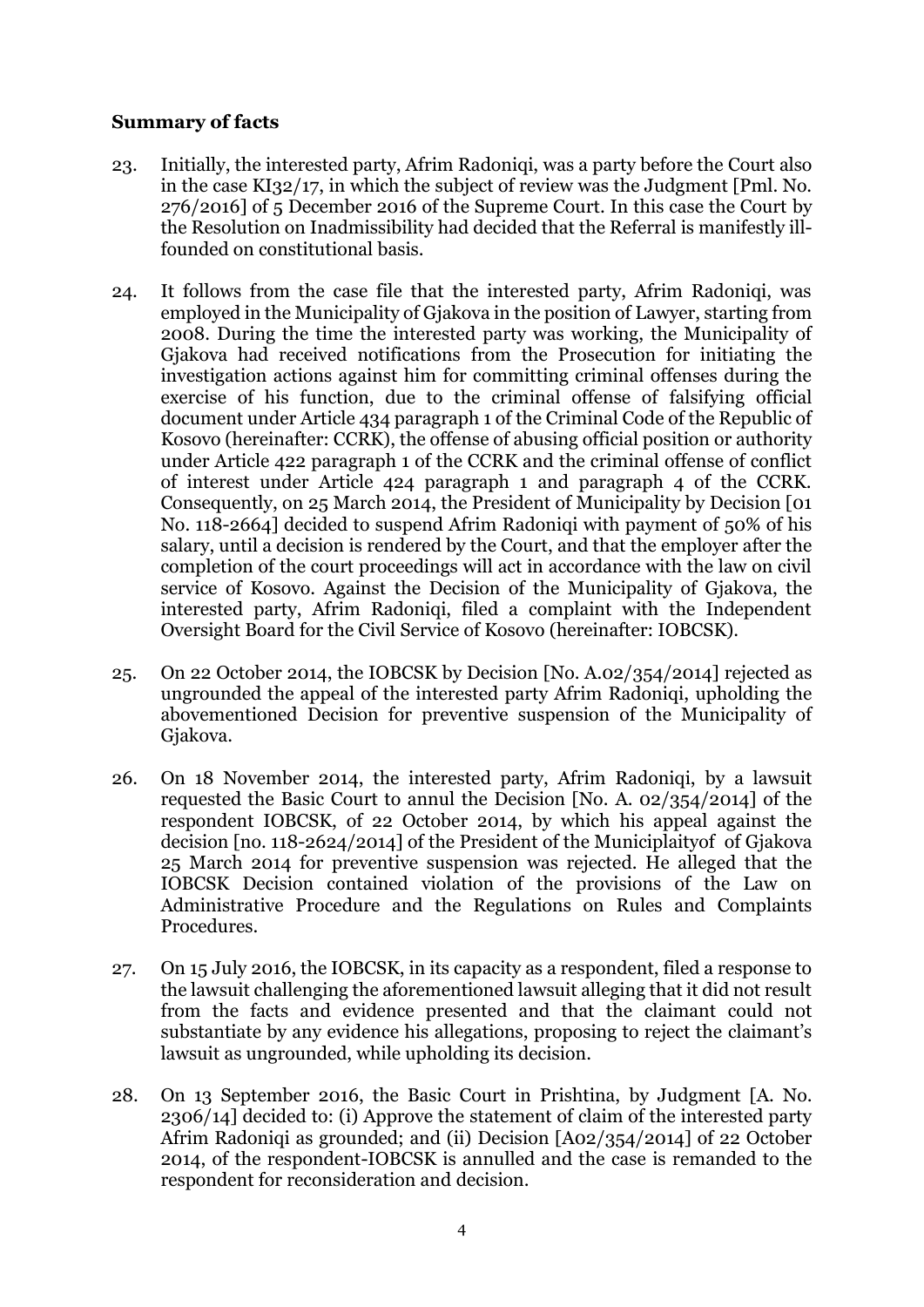**Summary of facts**

23. Initially, the interested party, Afrim Radoniqi, was a party before the Court also in the case KI32/17, in which the subject of review was the Judgment [Pml. No. 276/2016] of 5 December 2016 of the Supreme Court. In this case the Court by the Resolution on Inadmissibility had decided that the Referral is manifestly ill-founded on constitutional basis.

24. It follows from the case file that the interested party, Afrim Radoniqi, was employed in the Municipality of Gjakova in the position of Lawyer, starting from 2008. During the time the interested party was working, the Municipality of Gjakova had received notifications from the Prosecution for initiating the investigation actions against him for committing criminal offenses during the exercise of his function, due to the criminal offense of falsifying official document under Article 434 paragraph 1 of the Criminal Code of the Republic of Kosovo (hereinafter: CCRK), the offense of abusing official position or authority under Article 422 paragraph 1 of the CCRK and the criminal offense of conflict of interest under Article 424 paragraph 1 and paragraph 4 of the CCRK. Consequently, on 25 March 2014, the President of Municipality by Decision [01 No. 118-2664] decided to suspend Afrim Radoniqi with payment of 50% of his salary, until a decision is rendered by the Court, and that the employer after the completion of the court proceedings will act in accordance with the law on civil service of Kosovo. Against the Decision of the Municipality of Gjakova, the interested party, Afrim Radoniqi, filed a complaint with the Independent Oversight Board for the Civil Service of Kosovo (hereinafter: IOBCSK).

25. On 22 October 2014, the IOBCSK by Decision [No. A.02/354/2014] rejected as ungrounded the appeal of the interested party Afrim Radoniqi, upholding the abovementioned Decision for preventive suspension of the Municipality of Gjakova.

26. On 18 November 2014, the interested party, Afrim Radoniqi, by a lawsuit requested the Basic Court to annul the Decision [No. A. 02/354/2014] of the respondent IOBCSK, of 22 October 2014, by which his appeal against the decision [no. 118-2624/2014] of the President of the Municiplaityof of Gjakova 25 March 2014 for preventive suspension was rejected. He alleged that the IOBCSK Decision contained violation of the provisions of the Law on Administrative Procedure and the Regulations on Rules and Complaints Procedures.

27. On 15 July 2016, the IOBCSK, in its capacity as a respondent, filed a response to the lawsuit challenging the aforementioned lawsuit alleging that it did not result from the facts and evidence presented and that the claimant could not substantiate by any evidence his allegations, proposing to reject the claimant's lawsuit as ungrounded, while upholding its decision.

28. On 13 September 2016, the Basic Court in Prishtina, by Judgment [A. No. 2306/14] decided to: (i) Approve the statement of claim of the interested party Afrim Radoniqi as grounded; and (ii) Decision [A02/354/2014] of 22 October 2014, of the respondent-IOBCSK is annulled and the case is remanded to the respondent for reconsideration and decision.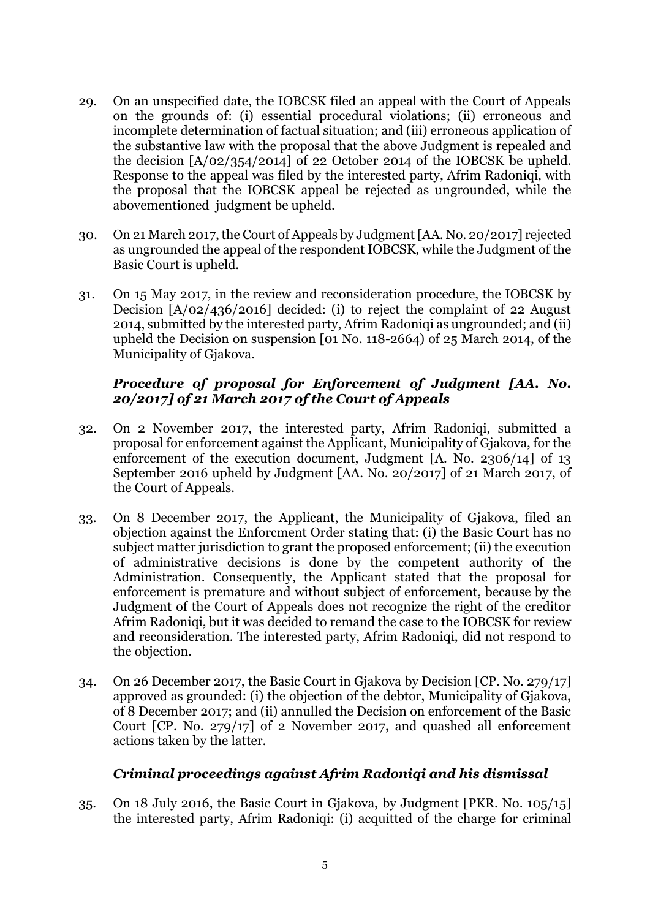29. On an unspecified date, the IOBCSK filed an appeal with the Court of Appeals on the grounds of: (i) essential procedural violations; (ii) erroneous and incomplete determination of factual situation; and (iii) erroneous application of the substantive law with the proposal that the above Judgment is repealed and the decision [A/02/354/2014] of 22 October 2014 of the IOBCSK be upheld. Response to the appeal was filed by the interested party, Afrim Radoniqi, with the proposal that the IOBCSK appeal be rejected as ungrounded, while the abovementioned judgment be upheld.

30. On 21 March 2017, the Court of Appeals by Judgment [AA. No. 20/2017] rejected as ungrounded the appeal of the respondent IOBCSK, while the Judgment of the Basic Court is upheld.

31. On 15 May 2017, in the review and reconsideration procedure, the IOBCSK by Decision [A/02/436/2016] decided: (i) to reject the complaint of 22 August 2014, submitted by the interested party, Afrim Radoniqi as ungrounded; and (ii) upheld the Decision on suspension [01 No. 118-2664) of 25 March 2014, of the Municipality of Gjakova.

### *Procedure of proposal for Enforcement of Judgment [AA. No. 20/2017] of 21 March 2017 of the Court of Appeals*

32. On 2 November 2017, the interested party, Afrim Radoniqi, submitted a proposal for enforcement against the Applicant, Municipality of Gjakova, for the enforcement of the execution document, Judgment [A. No. 2306/14] of 13 September 2016 upheld by Judgment [AA. No. 20/2017] of 21 March 2017, of the Court of Appeals.

33. On 8 December 2017, the Applicant, the Municipality of Gjakova, filed an objection against the Enforcment Order stating that: (i) the Basic Court has no subject matter jurisdiction to grant the proposed enforcement; (ii) the execution of administrative decisions is done by the competent authority of the Administration. Consequently, the Applicant stated that the proposal for enforcement is premature and without subject of enforcement, because by the Judgment of the Court of Appeals does not recognize the right of the creditor Afrim Radoniqi, but it was decided to remand the case to the IOBCSK for review and reconsideration. The interested party, Afrim Radoniqi, did not respond to the objection.

34. On 26 December 2017, the Basic Court in Gjakova by Decision [CP. No. 279/17] approved as grounded: (i) the objection of the debtor, Municipality of Gjakova, of 8 December 2017; and (ii) annulled the Decision on enforcement of the Basic Court [CP. No. 279/17] of 2 November 2017, and quashed all enforcement actions taken by the latter.

### *Criminal proceedings against Afrim Radoniqi and his dismissal*

35. On 18 July 2016, the Basic Court in Gjakova, by Judgment [PKR. No. 105/15] the interested party, Afrim Radoniqi: (i) acquitted of the charge for criminal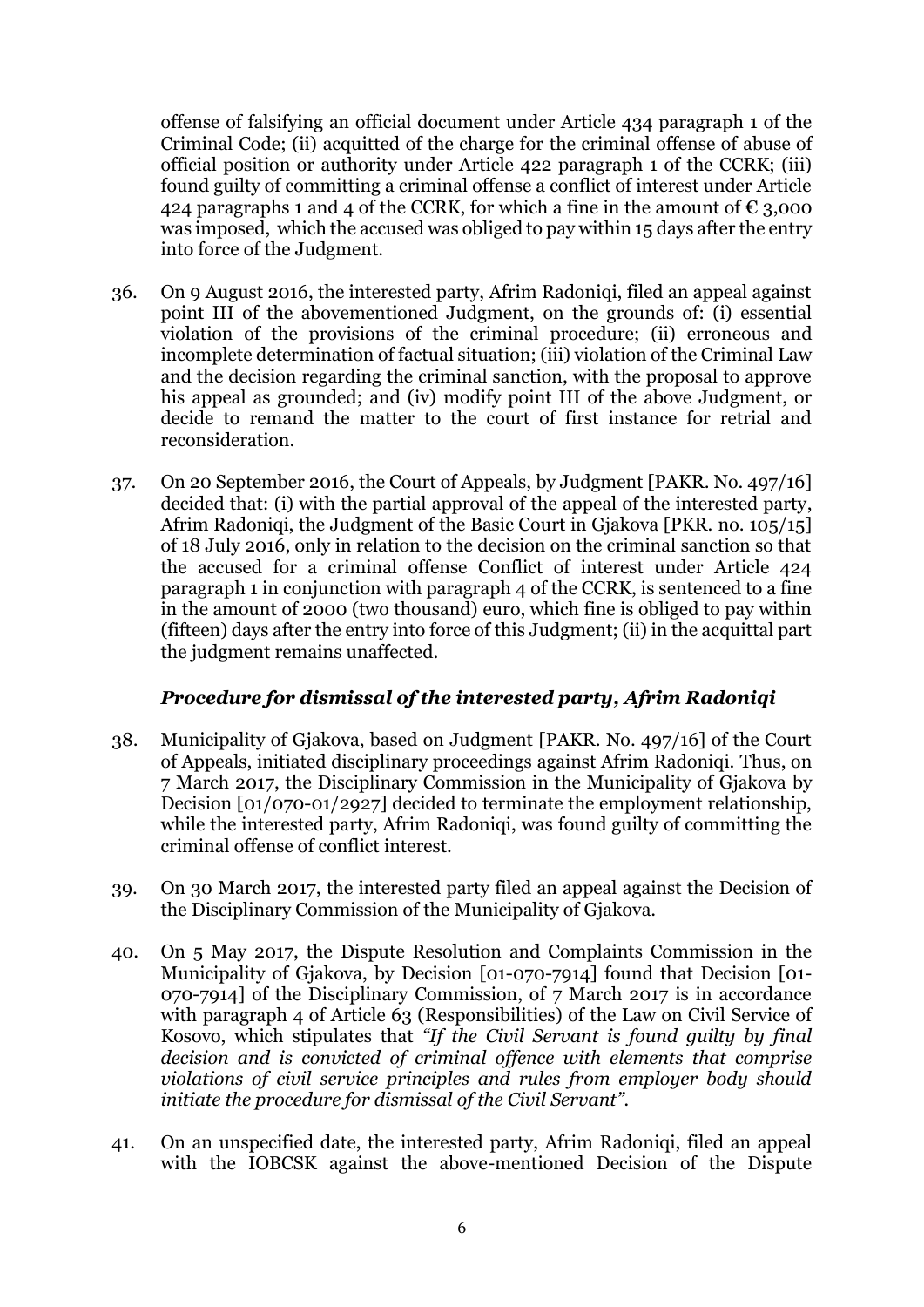offense of falsifying an official document under Article 434 paragraph 1 of the Criminal Code; (ii) acquitted of the charge for the criminal offense of abuse of official position or authority under Article 422 paragraph 1 of the CCRK; (iii) found guilty of committing a criminal offense a conflict of interest under Article 424 paragraphs 1 and 4 of the CCRK, for which a fine in the amount of € 3,000 was imposed, which the accused was obliged to pay within 15 days after the entry into force of the Judgment.

36. On 9 August 2016, the interested party, Afrim Radoniqi, filed an appeal against point III of the abovementioned Judgment, on the grounds of: (i) essential violation of the provisions of the criminal procedure; (ii) erroneous and incomplete determination of factual situation; (iii) violation of the Criminal Law and the decision regarding the criminal sanction, with the proposal to approve his appeal as grounded; and (iv) modify point III of the above Judgment, or decide to remand the matter to the court of first instance for retrial and reconsideration.

37. On 20 September 2016, the Court of Appeals, by Judgment [PAKR. No. 497/16] decided that: (i) with the partial approval of the appeal of the interested party, Afrim Radoniqi, the Judgment of the Basic Court in Gjakova [PKR. no. 105/15] of 18 July 2016, only in relation to the decision on the criminal sanction so that the accused for a criminal offense Conflict of interest under Article 424 paragraph 1 in conjunction with paragraph 4 of the CCRK, is sentenced to a fine in the amount of 2000 (two thousand) euro, which fine is obliged to pay within (fifteen) days after the entry into force of this Judgment; (ii) in the acquittal part the judgment remains unaffected.

### *Procedure for dismissal of the interested party, Afrim Radoniqi*

38. Municipality of Gjakova, based on Judgment [PAKR. No. 497/16] of the Court of Appeals, initiated disciplinary proceedings against Afrim Radoniqi. Thus, on 7 March 2017, the Disciplinary Commission in the Municipality of Gjakova by Decision [01/070-01/2927] decided to terminate the employment relationship, while the interested party, Afrim Radoniqi, was found guilty of committing the criminal offense of conflict interest.

39. On 30 March 2017, the interested party filed an appeal against the Decision of the Disciplinary Commission of the Municipality of Gjakova.

40. On 5 May 2017, the Dispute Resolution and Complaints Commission in the Municipality of Gjakova, by Decision [01-070-7914] found that Decision [01-070-7914] of the Disciplinary Commission, of 7 March 2017 is in accordance with paragraph 4 of Article 63 (Responsibilities) of the Law on Civil Service of Kosovo, which stipulates that *"If the Civil Servant is found guilty by final decision and is convicted of criminal offence with elements that comprise violations of civil service principles and rules from employer body should initiate the procedure for dismissal of the Civil Servant".*

41. On an unspecified date, the interested party, Afrim Radoniqi, filed an appeal with the IOBCSK against the above-mentioned Decision of the Dispute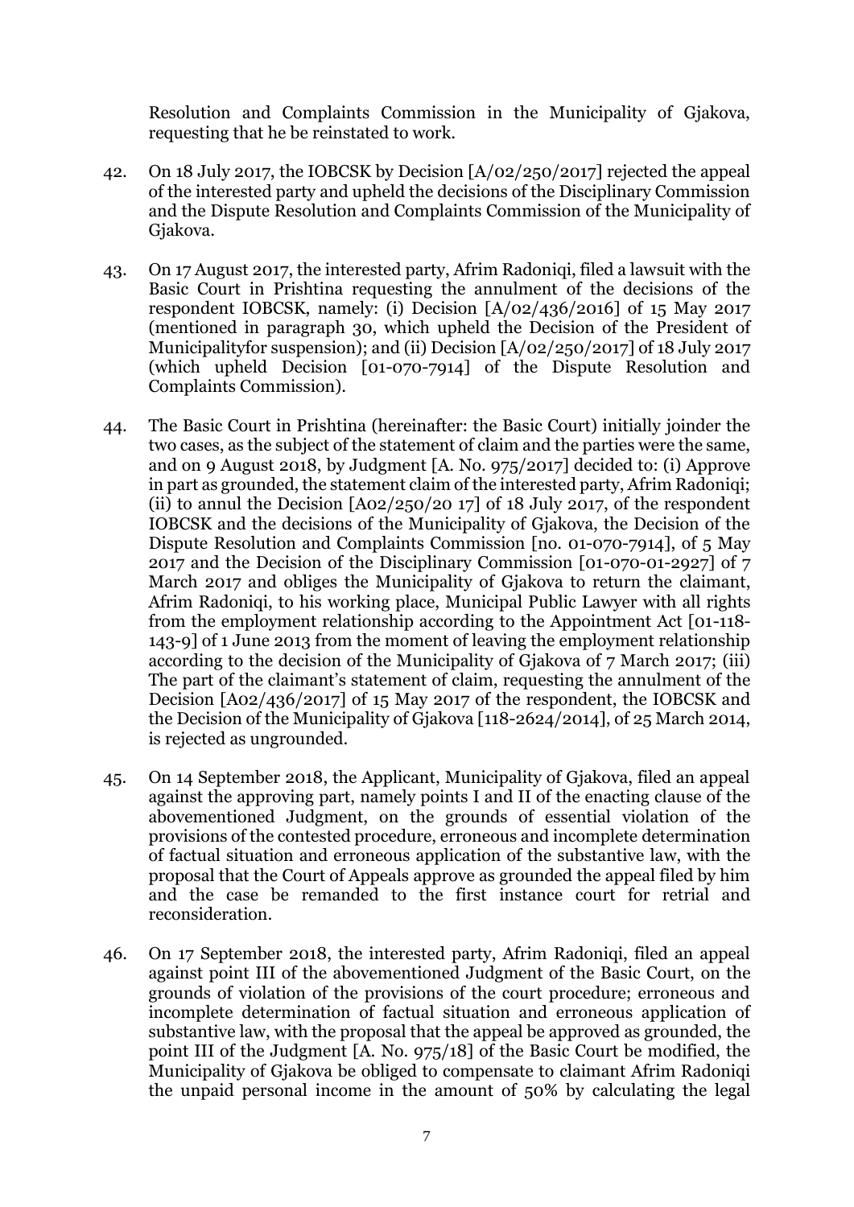Resolution and Complaints Commission in the Municipality of Gjakova, requesting that he be reinstated to work.

42. On 18 July 2017, the IOBCSK by Decision [A/02/250/2017] rejected the appeal of the interested party and upheld the decisions of the Disciplinary Commission and the Dispute Resolution and Complaints Commission of the Municipality of Gjakova.

43. On 17 August 2017, the interested party, Afrim Radoniqi, filed a lawsuit with the Basic Court in Prishtina requesting the annulment of the decisions of the respondent IOBCSK, namely: (i) Decision [A/02/436/2016] of 15 May 2017 (mentioned in paragraph 30, which upheld the Decision of the President of Municipalityfor suspension); and (ii) Decision [A/02/250/2017] of 18 July 2017 (which upheld Decision [01-070-7914] of the Dispute Resolution and Complaints Commission).

44. The Basic Court in Prishtina (hereinafter: the Basic Court) initially joinder the two cases, as the subject of the statement of claim and the parties were the same, and on 9 August 2018, by Judgment [A. No. 975/2017] decided to: (i) Approve in part as grounded, the statement claim of the interested party, Afrim Radoniqi; (ii) to annul the Decision [A02/250/20 17] of 18 July 2017, of the respondent IOBCSK and the decisions of the Municipality of Gjakova, the Decision of the Dispute Resolution and Complaints Commission [no. 01-070-7914], of 5 May 2017 and the Decision of the Disciplinary Commission [01-070-01-2927] of 7 March 2017 and obliges the Municipality of Gjakova to return the claimant, Afrim Radoniqi, to his working place, Municipal Public Lawyer with all rights from the employment relationship according to the Appointment Act [01-118-143-9] of 1 June 2013 from the moment of leaving the employment relationship according to the decision of the Municipality of Gjakova of 7 March 2017; (iii) The part of the claimant's statement of claim, requesting the annulment of the Decision [A02/436/2017] of 15 May 2017 of the respondent, the IOBCSK and the Decision of the Municipality of Gjakova [118-2624/2014], of 25 March 2014, is rejected as ungrounded.

45. On 14 September 2018, the Applicant, Municipality of Gjakova, filed an appeal against the approving part, namely points I and II of the enacting clause of the abovementioned Judgment, on the grounds of essential violation of the provisions of the contested procedure, erroneous and incomplete determination of factual situation and erroneous application of the substantive law, with the proposal that the Court of Appeals approve as grounded the appeal filed by him and the case be remanded to the first instance court for retrial and reconsideration.

46. On 17 September 2018, the interested party, Afrim Radoniqi, filed an appeal against point III of the abovementioned Judgment of the Basic Court, on the grounds of violation of the provisions of the court procedure; erroneous and incomplete determination of factual situation and erroneous application of substantive law, with the proposal that the appeal be approved as grounded, the point III of the Judgment [A. No. 975/18] of the Basic Court be modified, the Municipality of Gjakova be obliged to compensate to claimant Afrim Radoniqi the unpaid personal income in the amount of 50% by calculating the legal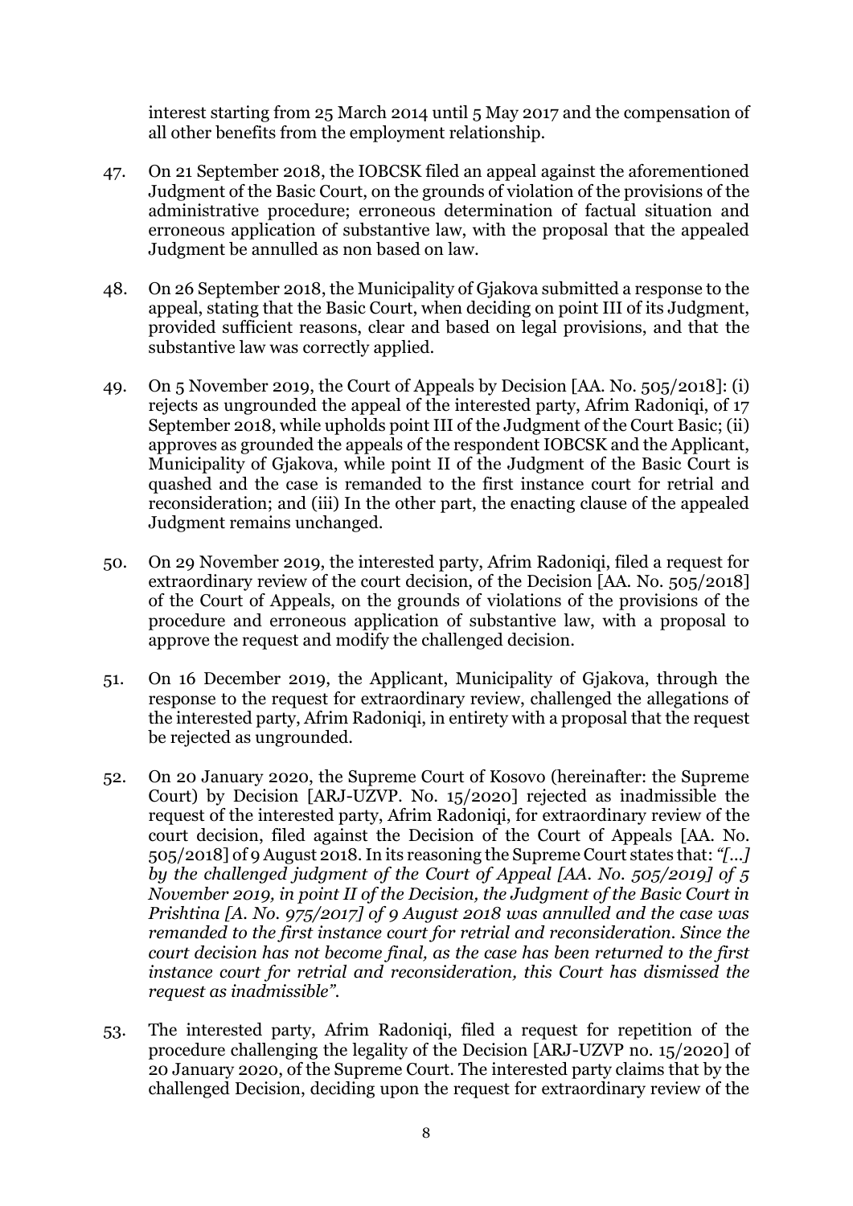interest starting from 25 March 2014 until 5 May 2017 and the compensation of all other benefits from the employment relationship.

47. On 21 September 2018, the IOBCSK filed an appeal against the aforementioned Judgment of the Basic Court, on the grounds of violation of the provisions of the administrative procedure; erroneous determination of factual situation and erroneous application of substantive law, with the proposal that the appealed Judgment be annulled as non based on law.

48. On 26 September 2018, the Municipality of Gjakova submitted a response to the appeal, stating that the Basic Court, when deciding on point III of its Judgment, provided sufficient reasons, clear and based on legal provisions, and that the substantive law was correctly applied.

49. On 5 November 2019, the Court of Appeals by Decision [AA. No. 505/2018]: (i) rejects as ungrounded the appeal of the interested party, Afrim Radoniqi, of 17 September 2018, while upholds point III of the Judgment of the Court Basic; (ii) approves as grounded the appeals of the respondent IOBCSK and the Applicant, Municipality of Gjakova, while point II of the Judgment of the Basic Court is quashed and the case is remanded to the first instance court for retrial and reconsideration; and (iii) In the other part, the enacting clause of the appealed Judgment remains unchanged.

50. On 29 November 2019, the interested party, Afrim Radoniqi, filed a request for extraordinary review of the court decision, of the Decision [AA. No. 505/2018] of the Court of Appeals, on the grounds of violations of the provisions of the procedure and erroneous application of substantive law, with a proposal to approve the request and modify the challenged decision.

51. On 16 December 2019, the Applicant, Municipality of Gjakova, through the response to the request for extraordinary review, challenged the allegations of the interested party, Afrim Radoniqi, in entirety with a proposal that the request be rejected as ungrounded.

52. On 20 January 2020, the Supreme Court of Kosovo (hereinafter: the Supreme Court) by Decision [ARJ-UZVP. No. 15/2020] rejected as inadmissible the request of the interested party, Afrim Radoniqi, for extraordinary review of the court decision, filed against the Decision of the Court of Appeals [AA. No. 505/2018] of 9 August 2018. In its reasoning the Supreme Court states that: *"[...] by the challenged judgment of the Court of Appeal [AA. No. 505/2019] of 5 November 2019, in point II of the Decision, the Judgment of the Basic Court in Prishtina [A. No. 975/2017] of 9 August 2018 was annulled and the case was remanded to the first instance court for retrial and reconsideration. Since the court decision has not become final, as the case has been returned to the first instance court for retrial and reconsideration, this Court has dismissed the request as inadmissible"*.

53. The interested party, Afrim Radoniqi, filed a request for repetition of the procedure challenging the legality of the Decision [ARJ-UZVP no. 15/2020] of 20 January 2020, of the Supreme Court. The interested party claims that by the challenged Decision, deciding upon the request for extraordinary review of the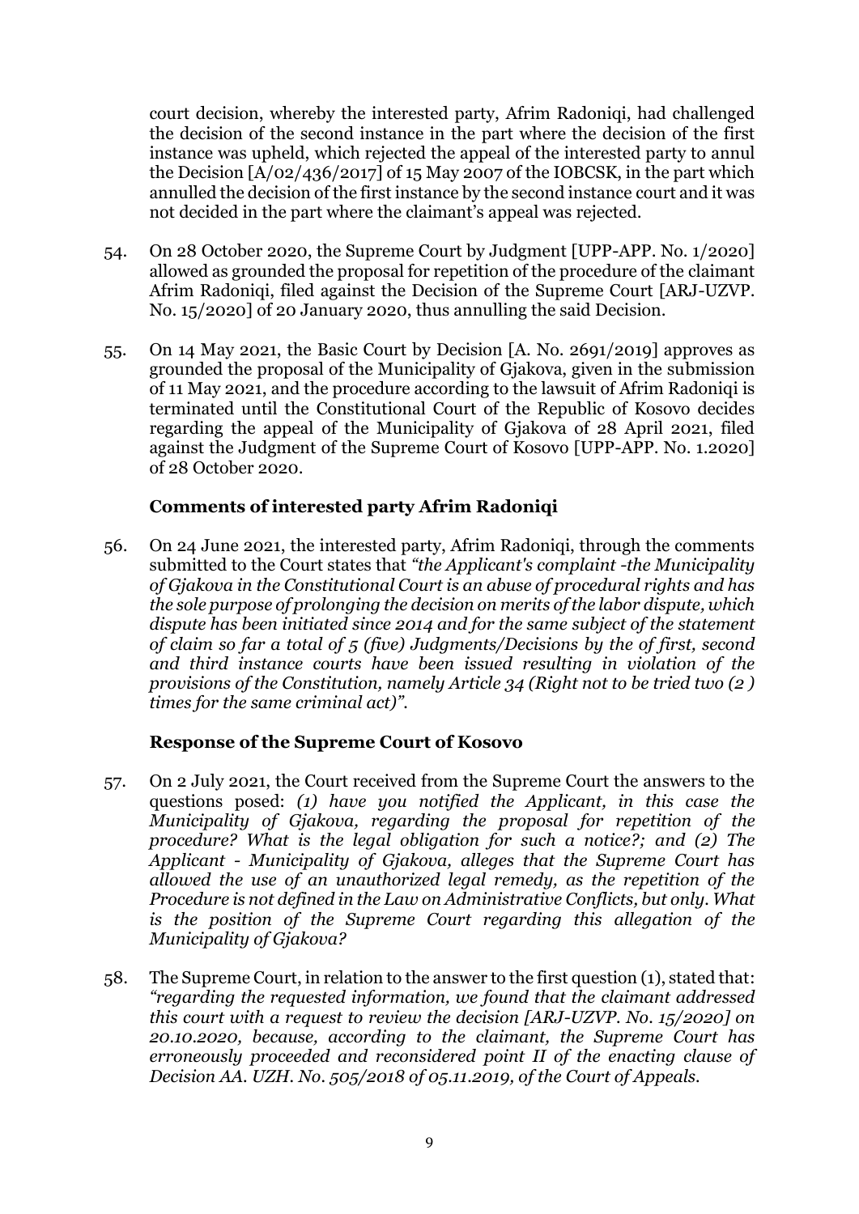court decision, whereby the interested party, Afrim Radoniqi, had challenged the decision of the second instance in the part where the decision of the first instance was upheld, which rejected the appeal of the interested party to annul the Decision [A/02/436/2017] of 15 May 2007 of the IOBCSK, in the part which annulled the decision of the first instance by the second instance court and it was not decided in the part where the claimant's appeal was rejected.

54. On 28 October 2020, the Supreme Court by Judgment [UPP-APP. No. 1/2020] allowed as grounded the proposal for repetition of the procedure of the claimant Afrim Radoniqi, filed against the Decision of the Supreme Court [ARJ-UZVP. No. 15/2020] of 20 January 2020, thus annulling the said Decision.

55. On 14 May 2021, the Basic Court by Decision [A. No. 2691/2019] approves as grounded the proposal of the Municipality of Gjakova, given in the submission of 11 May 2021, and the procedure according to the lawsuit of Afrim Radoniqi is terminated until the Constitutional Court of the Republic of Kosovo decides regarding the appeal of the Municipality of Gjakova of 28 April 2021, filed against the Judgment of the Supreme Court of Kosovo [UPP-APP. No. 1.2020] of 28 October 2020.

### Comments of interested party Afrim Radoniqi

56. On 24 June 2021, the interested party, Afrim Radoniqi, through the comments submitted to the Court states that *"the Applicant's complaint -the Municipality of Gjakova in the Constitutional Court is an abuse of procedural rights and has the sole purpose of prolonging the decision on merits of the labor dispute, which dispute has been initiated since 2014 and for the same subject of the statement of claim so far a total of 5 (five) Judgments/Decisions by the of first, second and third instance courts have been issued resulting in violation of the provisions of the Constitution, namely Article 34 (Right not to be tried two (2 ) times for the same criminal act)".*

### Response of the Supreme Court of Kosovo

57. On 2 July 2021, the Court received from the Supreme Court the answers to the questions posed: *(1) have you notified the Applicant, in this case the Municipality of Gjakova, regarding the proposal for repetition of the procedure? What is the legal obligation for such a notice?; and (2) The Applicant - Municipality of Gjakova, alleges that the Supreme Court has allowed the use of an unauthorized legal remedy, as the repetition of the Procedure is not defined in the Law on Administrative Conflicts, but only. What is the position of the Supreme Court regarding this allegation of the Municipality of Gjakova?*

58. The Supreme Court, in relation to the answer to the first question (1), stated that: *"regarding the requested information, we found that the claimant addressed this court with a request to review the decision [ARJ-UZVP. No. 15/2020] on 20.10.2020, because, according to the claimant, the Supreme Court has erroneously proceeded and reconsidered point II of the enacting clause of Decision AA. UZH. No. 505/2018 of 05.11.2019, of the Court of Appeals.*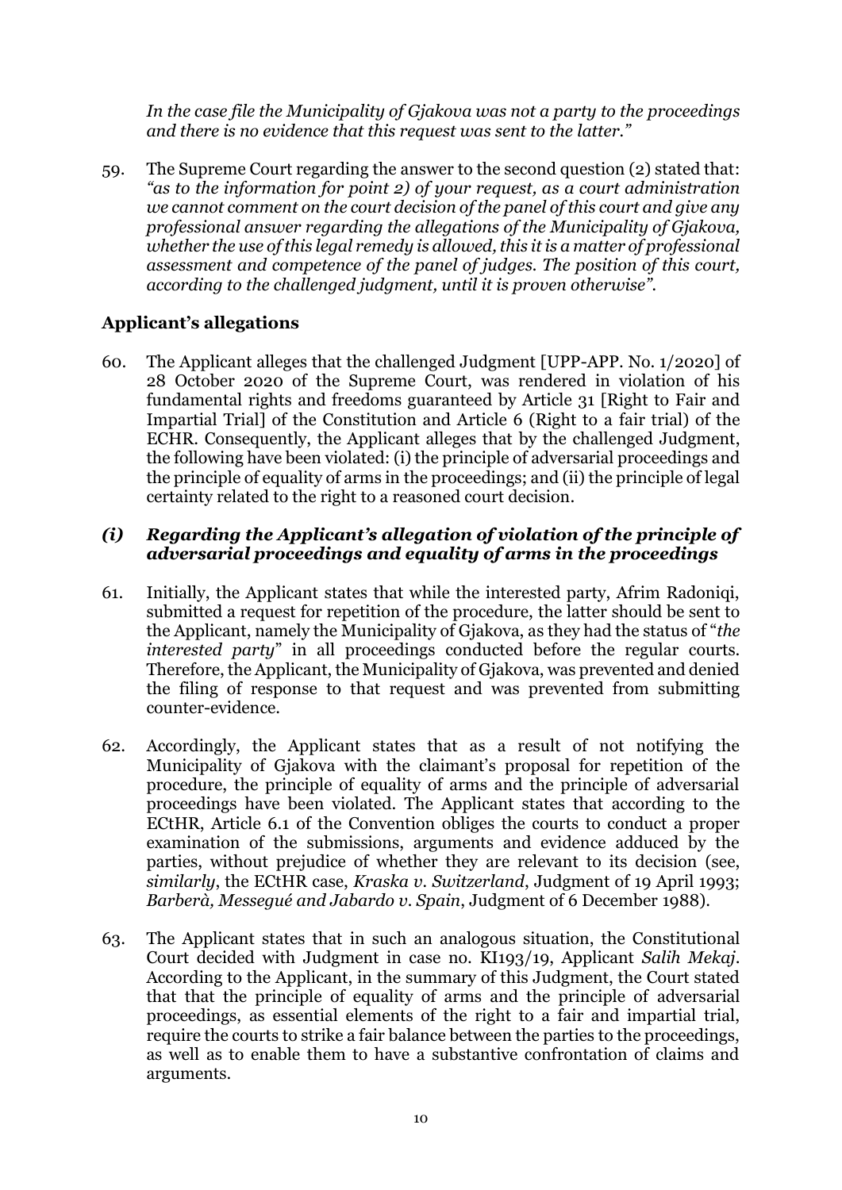*In the case file the Municipality of Gjakova was not a party to the proceedings and there is no evidence that this request was sent to the latter."*

59. The Supreme Court regarding the answer to the second question (2) stated that: *"as to the information for point 2) of your request, as a court administration we cannot comment on the court decision of the panel of this court and give any professional answer regarding the allegations of the Municipality of Gjakova, whether the use of this legal remedy is allowed, this it is a matter of professional assessment and competence of the panel of judges. The position of this court, according to the challenged judgment, until it is proven otherwise".*

## Applicant's allegations

60. The Applicant alleges that the challenged Judgment [UPP-APP. No. 1/2020] of 28 October 2020 of the Supreme Court, was rendered in violation of his fundamental rights and freedoms guaranteed by Article 31 [Right to Fair and Impartial Trial] of the Constitution and Article 6 (Right to a fair trial) of the ECHR. Consequently, the Applicant alleges that by the challenged Judgment, the following have been violated: (i) the principle of adversarial proceedings and the principle of equality of arms in the proceedings; and (ii) the principle of legal certainty related to the right to a reasoned court decision.

### *(i) Regarding the Applicant's allegation of violation of the principle of adversarial proceedings and equality of arms in the proceedings*

61. Initially, the Applicant states that while the interested party, Afrim Radoniqi, submitted a request for repetition of the procedure, the latter should be sent to the Applicant, namely the Municipality of Gjakova, as they had the status of "*the interested party*" in all proceedings conducted before the regular courts. Therefore, the Applicant, the Municipality of Gjakova, was prevented and denied the filing of response to that request and was prevented from submitting counter-evidence.

62. Accordingly, the Applicant states that as a result of not notifying the Municipality of Gjakova with the claimant's proposal for repetition of the procedure, the principle of equality of arms and the principle of adversarial proceedings have been violated. The Applicant states that according to the ECtHR, Article 6.1 of the Convention obliges the courts to conduct a proper examination of the submissions, arguments and evidence adduced by the parties, without prejudice of whether they are relevant to its decision (see, *similarly*, the ECtHR case, *Kraska v. Switzerland*, Judgment of 19 April 1993; *Barberà, Messegué and Jabardo v. Spain*, Judgment of 6 December 1988).

63. The Applicant states that in such an analogous situation, the Constitutional Court decided with Judgment in case no. KI193/19, Applicant *Salih Mekaj*. According to the Applicant, in the summary of this Judgment, the Court stated that that the principle of equality of arms and the principle of adversarial proceedings, as essential elements of the right to a fair and impartial trial, require the courts to strike a fair balance between the parties to the proceedings, as well as to enable them to have a substantive confrontation of claims and arguments.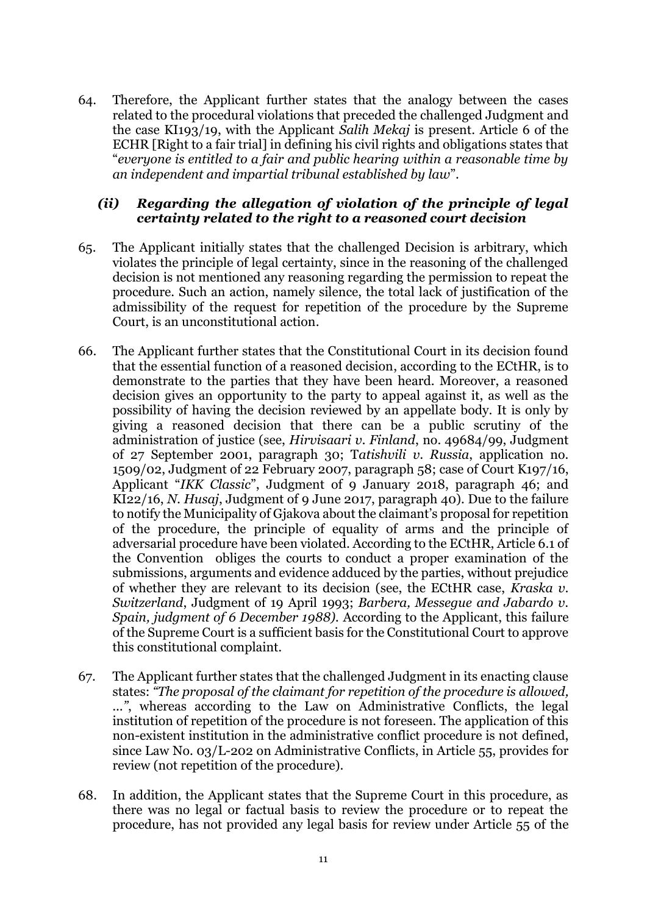64. Therefore, the Applicant further states that the analogy between the cases related to the procedural violations that preceded the challenged Judgment and the case KI193/19, with the Applicant *Salih Mekaj* is present. Article 6 of the ECHR [Right to a fair trial] in defining his civil rights and obligations states that "*everyone is entitled to a fair and public hearing within a reasonable time by an independent and impartial tribunal established by law*".

### *(ii) Regarding the allegation of violation of the principle of legal certainty related to the right to a reasoned court decision*

65. The Applicant initially states that the challenged Decision is arbitrary, which violates the principle of legal certainty, since in the reasoning of the challenged decision is not mentioned any reasoning regarding the permission to repeat the procedure. Such an action, namely silence, the total lack of justification of the admissibility of the request for repetition of the procedure by the Supreme Court, is an unconstitutional action.

66. The Applicant further states that the Constitutional Court in its decision found that the essential function of a reasoned decision, according to the ECtHR, is to demonstrate to the parties that they have been heard. Moreover, a reasoned decision gives an opportunity to the party to appeal against it, as well as the possibility of having the decision reviewed by an appellate body. It is only by giving a reasoned decision that there can be a public scrutiny of the administration of justice (see, *Hirvisaari v. Finland*, no. 49684/99, Judgment of 27 September 2001, paragraph 30; T*atishvili v. Russia*, application no. 1509/02, Judgment of 22 February 2007, paragraph 58; case of Court K197/16, Applicant "*IKK Classic*", Judgment of 9 January 2018, paragraph 46; and KI22/16, *N. Husaj*, Judgment of 9 June 2017, paragraph 40). Due to the failure to notify the Municipality of Gjakova about the claimant's proposal for repetition of the procedure, the principle of equality of arms and the principle of adversarial procedure have been violated. According to the ECtHR, Article 6.1 of the Convention obliges the courts to conduct a proper examination of the submissions, arguments and evidence adduced by the parties, without prejudice of whether they are relevant to its decision (see, the ECtHR case, *Kraska v. Switzerland*, Judgment of 19 April 1993; *Barbera, Messegue and Jabardo v. Spain, judgment of 6 December 1988).* According to the Applicant, this failure of the Supreme Court is a sufficient basis for the Constitutional Court to approve this constitutional complaint.

67. The Applicant further states that the challenged Judgment in its enacting clause states: *"The proposal of the claimant for repetition of the procedure is allowed, ..."*, whereas according to the Law on Administrative Conflicts, the legal institution of repetition of the procedure is not foreseen. The application of this non-existent institution in the administrative conflict procedure is not defined, since Law No. 03/L-202 on Administrative Conflicts, in Article 55, provides for review (not repetition of the procedure).

68. In addition, the Applicant states that the Supreme Court in this procedure, as there was no legal or factual basis to review the procedure or to repeat the procedure, has not provided any legal basis for review under Article 55 of the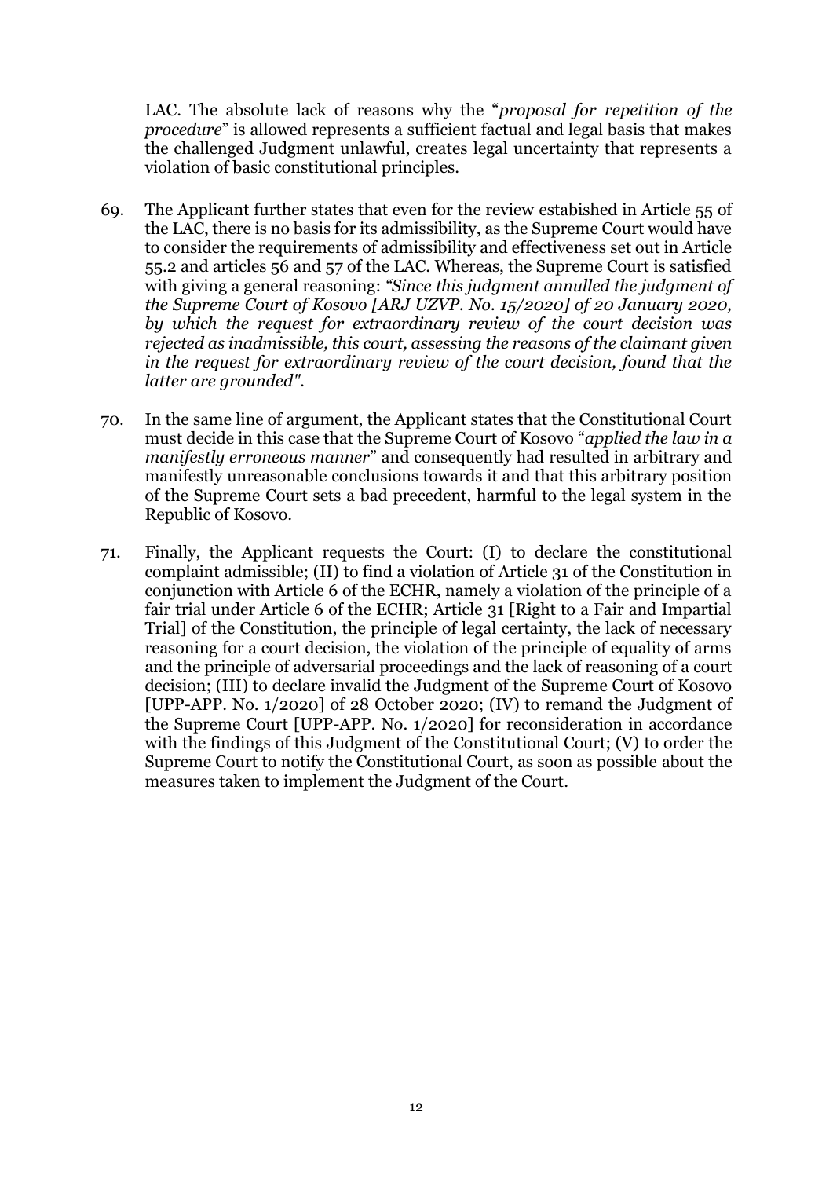LAC. The absolute lack of reasons why the "*proposal for repetition of the procedure*" is allowed represents a sufficient factual and legal basis that makes the challenged Judgment unlawful, creates legal uncertainty that represents a violation of basic constitutional principles.

69. The Applicant further states that even for the review estabished in Article 55 of the LAC, there is no basis for its admissibility, as the Supreme Court would have to consider the requirements of admissibility and effectiveness set out in Article 55.2 and articles 56 and 57 of the LAC. Whereas, the Supreme Court is satisfied with giving a general reasoning: *"Since this judgment annulled the judgment of the Supreme Court of Kosovo [ARJ UZVP. No. 15/2020] of 20 January 2020, by which the request for extraordinary review of the court decision was rejected as inadmissible, this court, assessing the reasons of the claimant given in the request for extraordinary review of the court decision, found that the latter are grounded".*

70. In the same line of argument, the Applicant states that the Constitutional Court must decide in this case that the Supreme Court of Kosovo "*applied the law in a manifestly erroneous manner*" and consequently had resulted in arbitrary and manifestly unreasonable conclusions towards it and that this arbitrary position of the Supreme Court sets a bad precedent, harmful to the legal system in the Republic of Kosovo.

71. Finally, the Applicant requests the Court: (I) to declare the constitutional complaint admissible; (II) to find a violation of Article 31 of the Constitution in conjunction with Article 6 of the ECHR, namely a violation of the principle of a fair trial under Article 6 of the ECHR; Article 31 [Right to a Fair and Impartial Trial] of the Constitution, the principle of legal certainty, the lack of necessary reasoning for a court decision, the violation of the principle of equality of arms and the principle of adversarial proceedings and the lack of reasoning of a court decision; (III) to declare invalid the Judgment of the Supreme Court of Kosovo [UPP-APP. No. 1/2020] of 28 October 2020; (IV) to remand the Judgment of the Supreme Court [UPP-APP. No. 1/2020] for reconsideration in accordance with the findings of this Judgment of the Constitutional Court; (V) to order the Supreme Court to notify the Constitutional Court, as soon as possible about the measures taken to implement the Judgment of the Court.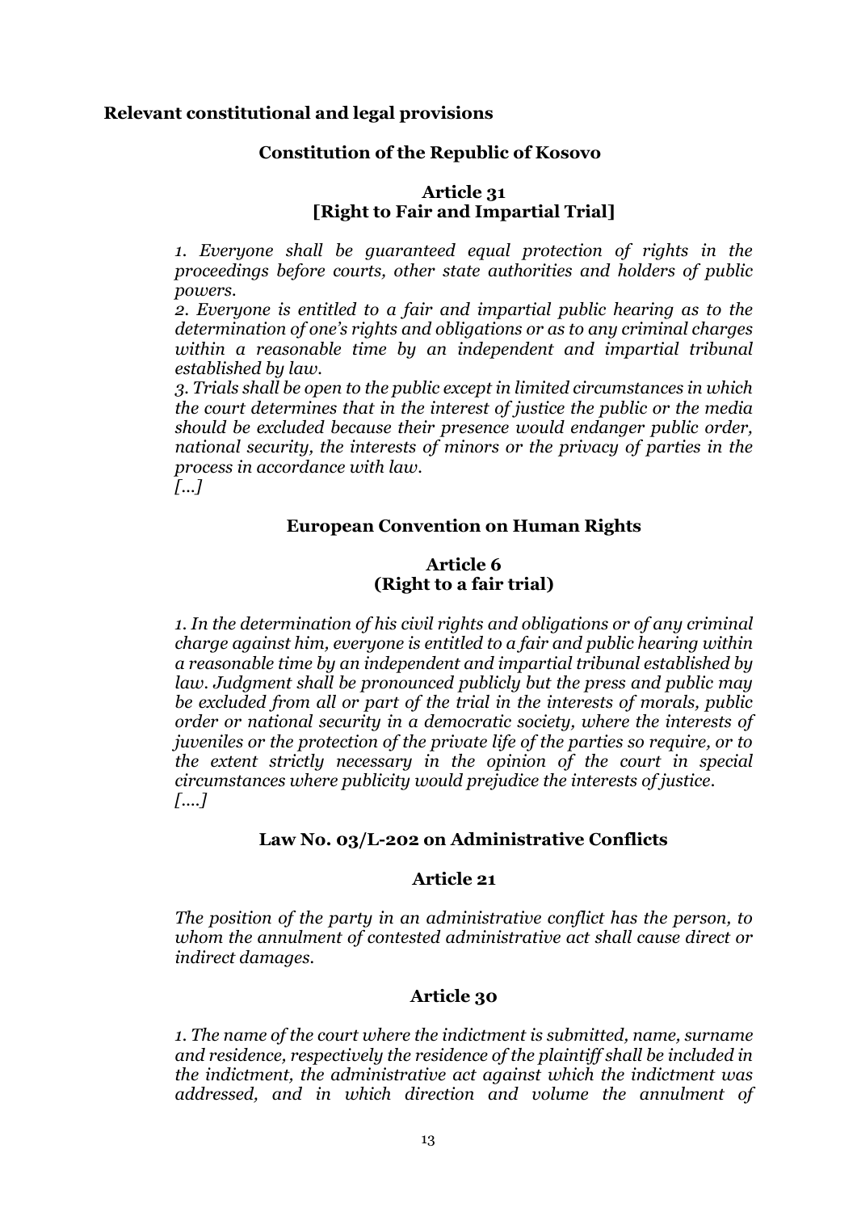**Relevant constitutional and legal provisions**

**Constitution of the Republic of Kosovo**

**Article 31**
**[Right to Fair and Impartial Trial]**

*1. Everyone shall be guaranteed equal protection of rights in the proceedings before courts, other state authorities and holders of public powers.*
*2. Everyone is entitled to a fair and impartial public hearing as to the determination of one's rights and obligations or as to any criminal charges within a reasonable time by an independent and impartial tribunal established by law.*
*3. Trials shall be open to the public except in limited circumstances in which the court determines that in the interest of justice the public or the media should be excluded because their presence would endanger public order, national security, the interests of minors or the privacy of parties in the process in accordance with law.*
*[...]*

**European Convention on Human Rights**

**Article 6**
**(Right to a fair trial)**

*1. In the determination of his civil rights and obligations or of any criminal charge against him, everyone is entitled to a fair and public hearing within a reasonable time by an independent and impartial tribunal established by law. Judgment shall be pronounced publicly but the press and public may be excluded from all or part of the trial in the interests of morals, public order or national security in a democratic society, where the interests of juveniles or the protection of the private life of the parties so require, or to the extent strictly necessary in the opinion of the court in special circumstances where publicity would prejudice the interests of justice.*
*[....]*

**Law No. 03/L-202 on Administrative Conflicts**

**Article 21**

*The position of the party in an administrative conflict has the person, to whom the annulment of contested administrative act shall cause direct or indirect damages.*

**Article 30**

*1. The name of the court where the indictment is submitted, name, surname and residence, respectively the residence of the plaintiff shall be included in the indictment, the administrative act against which the indictment was addressed, and in which direction and volume the annulment of*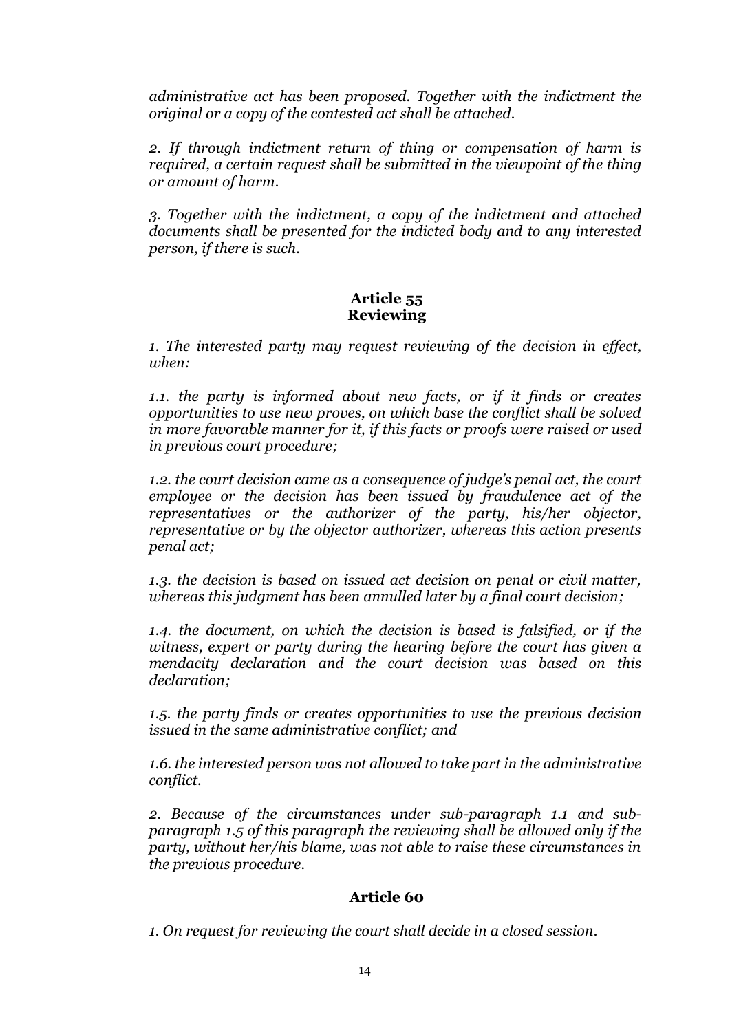*administrative act has been proposed. Together with the indictment the original or a copy of the contested act shall be attached.*

*2. If through indictment return of thing or compensation of harm is required, a certain request shall be submitted in the viewpoint of the thing or amount of harm.*

*3. Together with the indictment, a copy of the indictment and attached documents shall be presented for the indicted body and to any interested person, if there is such.*

## Article 55
## Reviewing

*1. The interested party may request reviewing of the decision in effect, when:*

*1.1. the party is informed about new facts, or if it finds or creates opportunities to use new proves, on which base the conflict shall be solved in more favorable manner for it, if this facts or proofs were raised or used in previous court procedure;*

*1.2. the court decision came as a consequence of judge's penal act, the court employee or the decision has been issued by fraudulence act of the representatives or the authorizer of the party, his/her objector, representative or by the objector authorizer, whereas this action presents penal act;*

*1.3. the decision is based on issued act decision on penal or civil matter, whereas this judgment has been annulled later by a final court decision;*

*1.4. the document, on which the decision is based is falsified, or if the witness, expert or party during the hearing before the court has given a mendacity declaration and the court decision was based on this declaration;*

*1.5. the party finds or creates opportunities to use the previous decision issued in the same administrative conflict; and*

*1.6. the interested person was not allowed to take part in the administrative conflict.*

*2. Because of the circumstances under sub-paragraph 1.1 and sub-paragraph 1.5 of this paragraph the reviewing shall be allowed only if the party, without her/his blame, was not able to raise these circumstances in the previous procedure.*

## Article 60

*1. On request for reviewing the court shall decide in a closed session.*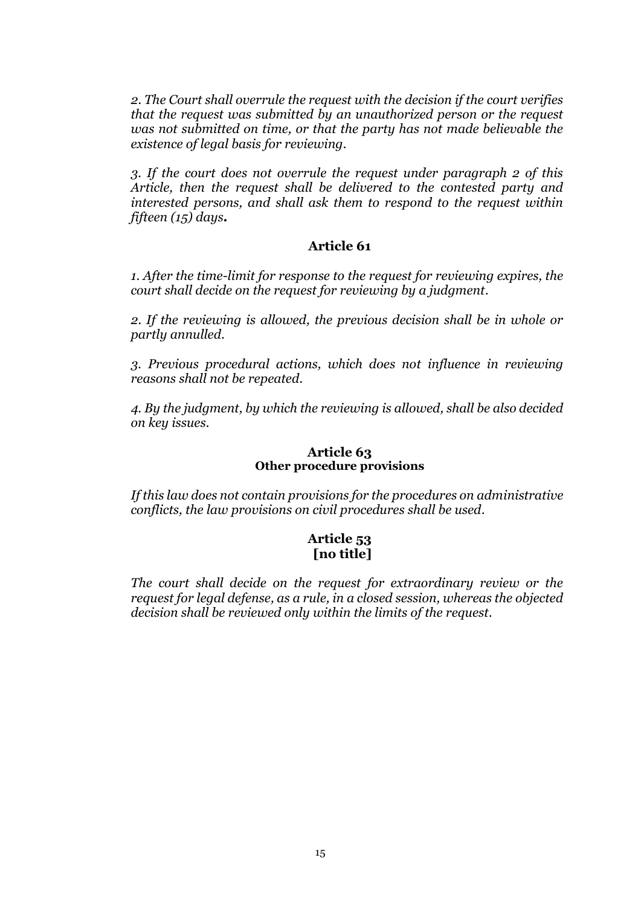*2. The Court shall overrule the request with the decision if the court verifies that the request was submitted by an unauthorized person or the request was not submitted on time, or that the party has not made believable the existence of legal basis for reviewing.*

*3. If the court does not overrule the request under paragraph 2 of this Article, then the request shall be delivered to the contested party and interested persons, and shall ask them to respond to the request within fifteen (15) days.*

### Article 61

*1. After the time-limit for response to the request for reviewing expires, the court shall decide on the request for reviewing by a judgment.*

*2. If the reviewing is allowed, the previous decision shall be in whole or partly annulled.*

*3. Previous procedural actions, which does not influence in reviewing reasons shall not be repeated.*

*4. By the judgment, by which the reviewing is allowed, shall be also decided on key issues.*

### Article 63
### Other procedure provisions

*If this law does not contain provisions for the procedures on administrative conflicts, the law provisions on civil procedures shall be used.*

### Article 53
### [no title]

*The court shall decide on the request for extraordinary review or the request for legal defense, as a rule, in a closed session, whereas the objected decision shall be reviewed only within the limits of the request.*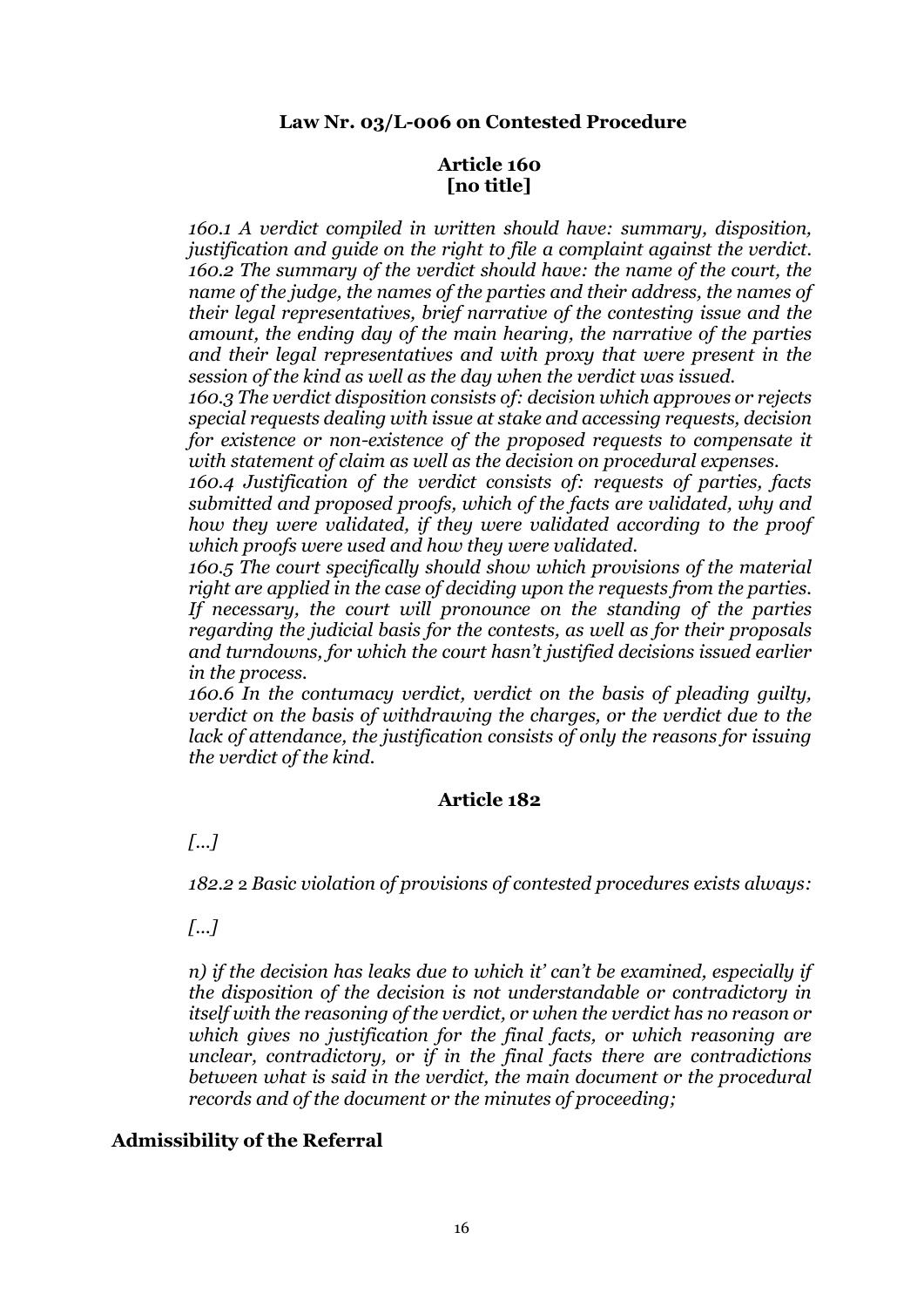**Law Nr. 03/L-006 on Contested Procedure**

**Article 160**
**[no title]**

*160.1 A verdict compiled in written should have: summary, disposition, justification and guide on the right to file a complaint against the verdict.*
*160.2 The summary of the verdict should have: the name of the court, the name of the judge, the names of the parties and their address, the names of their legal representatives, brief narrative of the contesting issue and the amount, the ending day of the main hearing, the narrative of the parties and their legal representatives and with proxy that were present in the session of the kind as well as the day when the verdict was issued.*
*160.3 The verdict disposition consists of: decision which approves or rejects special requests dealing with issue at stake and accessing requests, decision for existence or non-existence of the proposed requests to compensate it with statement of claim as well as the decision on procedural expenses.*
*160.4 Justification of the verdict consists of: requests of parties, facts submitted and proposed proofs, which of the facts are validated, why and how they were validated, if they were validated according to the proof which proofs were used and how they were validated.*
*160.5 The court specifically should show which provisions of the material right are applied in the case of deciding upon the requests from the parties. If necessary, the court will pronounce on the standing of the parties regarding the judicial basis for the contests, as well as for their proposals and turndowns, for which the court hasn't justified decisions issued earlier in the process.*
*160.6 In the contumacy verdict, verdict on the basis of pleading guilty, verdict on the basis of withdrawing the charges, or the verdict due to the lack of attendance, the justification consists of only the reasons for issuing the verdict of the kind.*

**Article 182**

*[...]*

*182.2 2 Basic violation of provisions of contested procedures exists always:*

*[...]*

*n) if the decision has leaks due to which it' can't be examined, especially if the disposition of the decision is not understandable or contradictory in itself with the reasoning of the verdict, or when the verdict has no reason or which gives no justification for the final facts, or which reasoning are unclear, contradictory, or if in the final facts there are contradictions between what is said in the verdict, the main document or the procedural records and of the document or the minutes of proceeding;*

## Admissibility of the Referral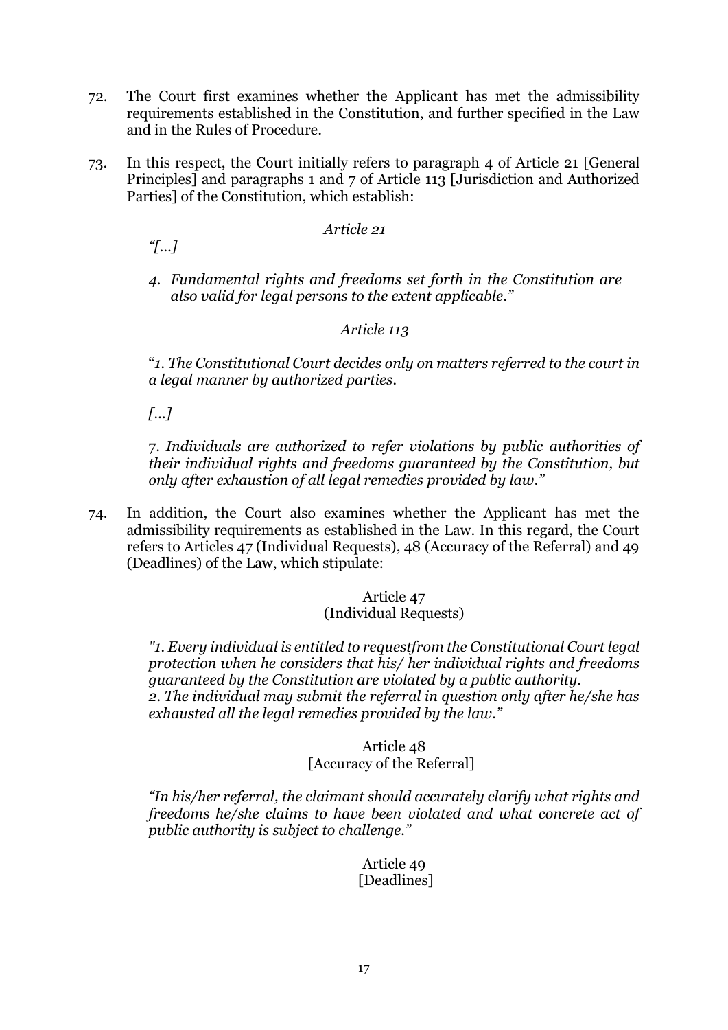72. The Court first examines whether the Applicant has met the admissibility requirements established in the Constitution, and further specified in the Law and in the Rules of Procedure.

73. In this respect, the Court initially refers to paragraph 4 of Article 21 [General Principles] and paragraphs 1 and 7 of Article 113 [Jurisdiction and Authorized Parties] of the Constitution, which establish:

*Article 21*

*"[...]*

*4. Fundamental rights and freedoms set forth in the Constitution are also valid for legal persons to the extent applicable."*

*Article 113*

"*1. The Constitutional Court decides only on matters referred to the court in a legal manner by authorized parties.*

*[...]*

*7. Individuals are authorized to refer violations by public authorities of their individual rights and freedoms guaranteed by the Constitution, but only after exhaustion of all legal remedies provided by law."*

74. In addition, the Court also examines whether the Applicant has met the admissibility requirements as established in the Law. In this regard, the Court refers to Articles 47 (Individual Requests), 48 (Accuracy of the Referral) and 49 (Deadlines) of the Law, which stipulate:

Article 47
(Individual Requests)

*"1. Every individual is entitled to requestfrom the Constitutional Court legal protection when he considers that his/ her individual rights and freedoms guaranteed by the Constitution are violated by a public authority.*
*2. The individual may submit the referral in question only after he/she has exhausted all the legal remedies provided by the law."*

Article 48
[Accuracy of the Referral]

*"In his/her referral, the claimant should accurately clarify what rights and freedoms he/she claims to have been violated and what concrete act of public authority is subject to challenge."*

Article 49
[Deadlines]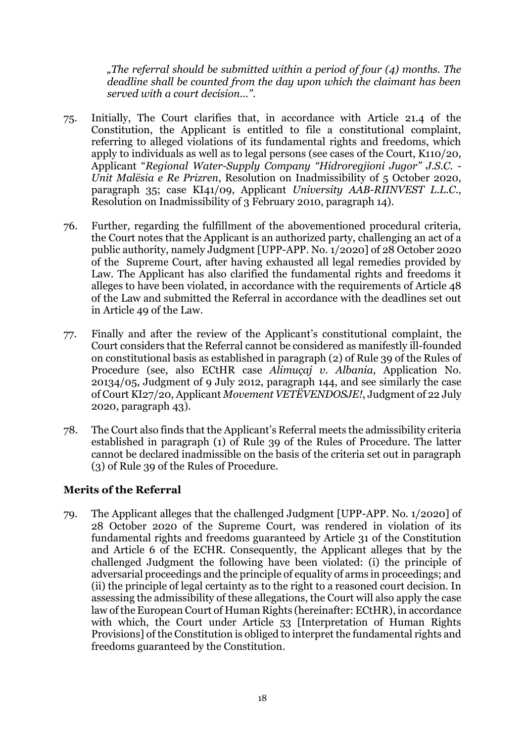*„The referral should be submitted within a period of four (4) months. The deadline shall be counted from the day upon which the claimant has been served with a court decision...".*

75. Initially, The Court clarifies that, in accordance with Article 21.4 of the Constitution, the Applicant is entitled to file a constitutional complaint, referring to alleged violations of its fundamental rights and freedoms, which apply to individuals as well as to legal persons (see cases of the Court, K110/20, Applicant "*Regional Water-Supply Company "Hidroregjioni Jugor" J.S.C. - Unit Malësia e Re Prizren*, Resolution on Inadmissibility of 5 October 2020, paragraph 35; case KI41/09, Applicant *University AAB-RIINVEST L.L.C.*, Resolution on Inadmissibility of 3 February 2010, paragraph 14).

76. Further, regarding the fulfillment of the abovementioned procedural criteria, the Court notes that the Applicant is an authorized party, challenging an act of a public authority, namely Judgment [UPP-APP. No. 1/2020] of 28 October 2020 of the Supreme Court, after having exhausted all legal remedies provided by Law. The Applicant has also clarified the fundamental rights and freedoms it alleges to have been violated, in accordance with the requirements of Article 48 of the Law and submitted the Referral in accordance with the deadlines set out in Article 49 of the Law.

77. Finally and after the review of the Applicant's constitutional complaint, the Court considers that the Referral cannot be considered as manifestly ill-founded on constitutional basis as established in paragraph (2) of Rule 39 of the Rules of Procedure (see, also ECtHR case *Alimuçaj v. Albania*, Application No. 20134/05, Judgment of 9 July 2012, paragraph 144, and see similarly the case of Court KI27/20, Applicant *Movement VETËVENDOSJE!*, Judgment of 22 July 2020, paragraph 43).

78. The Court also finds that the Applicant's Referral meets the admissibility criteria established in paragraph (1) of Rule 39 of the Rules of Procedure. The latter cannot be declared inadmissible on the basis of the criteria set out in paragraph (3) of Rule 39 of the Rules of Procedure.

## Merits of the Referral

79. The Applicant alleges that the challenged Judgment [UPP-APP. No. 1/2020] of 28 October 2020 of the Supreme Court, was rendered in violation of its fundamental rights and freedoms guaranteed by Article 31 of the Constitution and Article 6 of the ECHR. Consequently, the Applicant alleges that by the challenged Judgment the following have been violated: (i) the principle of adversarial proceedings and the principle of equality of arms in proceedings; and (ii) the principle of legal certainty as to the right to a reasoned court decision. In assessing the admissibility of these allegations, the Court will also apply the case law of the European Court of Human Rights (hereinafter: ECtHR), in accordance with which, the Court under Article 53 [Interpretation of Human Rights Provisions] of the Constitution is obliged to interpret the fundamental rights and freedoms guaranteed by the Constitution.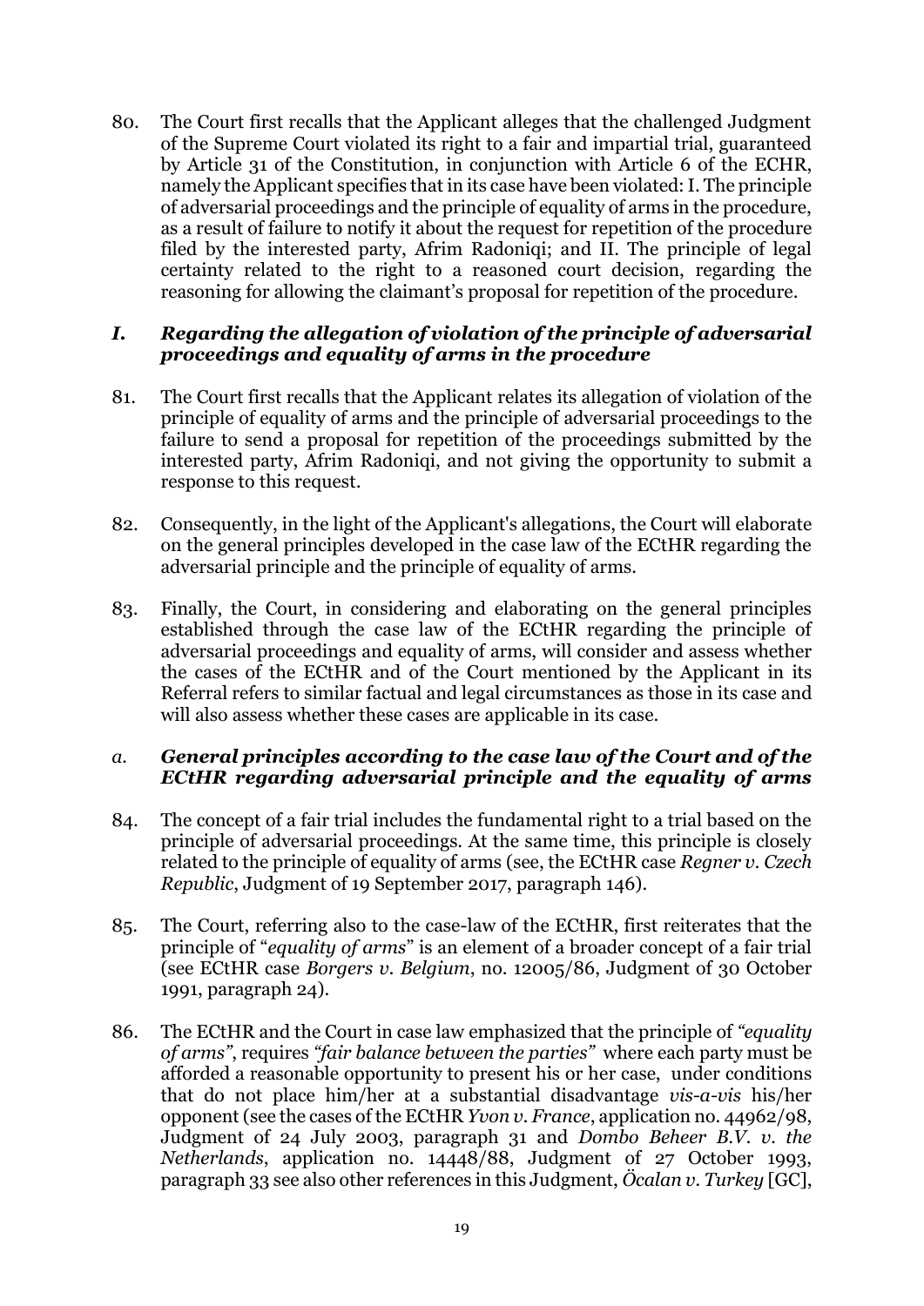80. The Court first recalls that the Applicant alleges that the challenged Judgment of the Supreme Court violated its right to a fair and impartial trial, guaranteed by Article 31 of the Constitution, in conjunction with Article 6 of the ECHR, namely the Applicant specifies that in its case have been violated: I. The principle of adversarial proceedings and the principle of equality of arms in the procedure, as a result of failure to notify it about the request for repetition of the procedure filed by the interested party, Afrim Radoniqi; and II. The principle of legal certainty related to the right to a reasoned court decision, regarding the reasoning for allowing the claimant's proposal for repetition of the procedure.

### *I. Regarding the allegation of violation of the principle of adversarial proceedings and equality of arms in the procedure*

81. The Court first recalls that the Applicant relates its allegation of violation of the principle of equality of arms and the principle of adversarial proceedings to the failure to send a proposal for repetition of the proceedings submitted by the interested party, Afrim Radoniqi, and not giving the opportunity to submit a response to this request.

82. Consequently, in the light of the Applicant's allegations, the Court will elaborate on the general principles developed in the case law of the ECtHR regarding the adversarial principle and the principle of equality of arms.

83. Finally, the Court, in considering and elaborating on the general principles established through the case law of the ECtHR regarding the principle of adversarial proceedings and equality of arms, will consider and assess whether the cases of the ECtHR and of the Court mentioned by the Applicant in its Referral refers to similar factual and legal circumstances as those in its case and will also assess whether these cases are applicable in its case.

### *a. General principles according to the case law of the Court and of the ECtHR regarding adversarial principle and the equality of arms*

84. The concept of a fair trial includes the fundamental right to a trial based on the principle of adversarial proceedings. At the same time, this principle is closely related to the principle of equality of arms (see, the ECtHR case *Regner v. Czech Republic*, Judgment of 19 September 2017, paragraph 146).

85. The Court, referring also to the case-law of the ECtHR, first reiterates that the principle of "*equality of arms*" is an element of a broader concept of a fair trial (see ECtHR case *Borgers v. Belgium*, no. 12005/86, Judgment of 30 October 1991, paragraph 24).

86. The ECtHR and the Court in case law emphasized that the principle of *"equality of arms"*, requires *"fair balance between the parties"* where each party must be afforded a reasonable opportunity to present his or her case, under conditions that do not place him/her at a substantial disadvantage *vis-a-vis* his/her opponent (see the cases of the ECtHR *Yvon v. France*, application no. 44962/98, Judgment of 24 July 2003, paragraph 31 and *Dombo Beheer B.V. v. the Netherlands*, application no. 14448/88, Judgment of 27 October 1993, paragraph 33 see also other references in this Judgment, *Öcalan v. Turkey* [GC],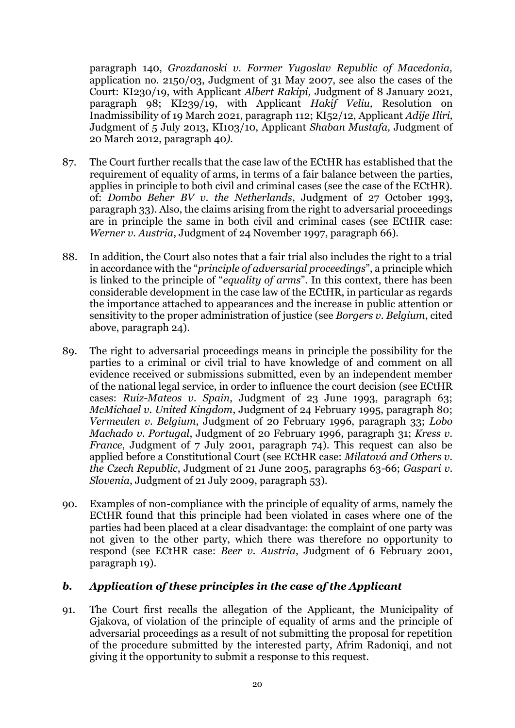paragraph 140, *Grozdanoski v. Former Yugoslav Republic of Macedonia,* application no. 2150/03, Judgment of 31 May 2007, see also the cases of the Court: KI230/19, with Applicant *Albert Rakipi,* Judgment of 8 January 2021, paragraph 98; KI239/19, with Applicant *Hakif Veliu,* Resolution on Inadmissibility of 19 March 2021, paragraph 112; KI52/12, Applicant *Adije Iliri,* Judgment of 5 July 2013, KI103/10, Applicant *Shaban Mustafa,* Judgment of 20 March 2012, paragraph 40*).*

87. The Court further recalls that the case law of the ECtHR has established that the requirement of equality of arms, in terms of a fair balance between the parties, applies in principle to both civil and criminal cases (see the case of the ECtHR). of: *Dombo Beher BV v. the Netherlands*, Judgment of 27 October 1993, paragraph 33). Also, the claims arising from the right to adversarial proceedings are in principle the same in both civil and criminal cases (see ECtHR case: *Werner v. Austria*, Judgment of 24 November 1997, paragraph 66).

88. In addition, the Court also notes that a fair trial also includes the right to a trial in accordance with the "*principle of adversarial proceedings*", a principle which is linked to the principle of "*equality of arms*". In this context, there has been considerable development in the case law of the ECtHR, in particular as regards the importance attached to appearances and the increase in public attention or sensitivity to the proper administration of justice (see *Borgers v. Belgium*, cited above, paragraph 24).

89. The right to adversarial proceedings means in principle the possibility for the parties to a criminal or civil trial to have knowledge of and comment on all evidence received or submissions submitted, even by an independent member of the national legal service, in order to influence the court decision (see ECtHR cases: *Ruiz-Mateos v. Spain*, Judgment of 23 June 1993, paragraph 63; *McMichael v. United Kingdom*, Judgment of 24 February 1995, paragraph 80; *Vermeulen v. Belgium*, Judgment of 20 February 1996, paragraph 33; *Lobo Machado v. Portugal*, Judgment of 20 February 1996, paragraph 31; *Kress v. France*, Judgment of 7 July 2001, paragraph 74). This request can also be applied before a Constitutional Court (see ECtHR case: *Milatová and Others v. the Czech Republic*, Judgment of 21 June 2005, paragraphs 63-66; *Gaspari v. Slovenia*, Judgment of 21 July 2009, paragraph 53).

90. Examples of non-compliance with the principle of equality of arms, namely the ECtHR found that this principle had been violated in cases where one of the parties had been placed at a clear disadvantage: the complaint of one party was not given to the other party, which there was therefore no opportunity to respond (see ECtHR case: *Beer v. Austria*, Judgment of 6 February 2001, paragraph 19).

### *b. Application of these principles in the case of the Applicant*

91. The Court first recalls the allegation of the Applicant, the Municipality of Gjakova, of violation of the principle of equality of arms and the principle of adversarial proceedings as a result of not submitting the proposal for repetition of the procedure submitted by the interested party, Afrim Radoniqi, and not giving it the opportunity to submit a response to this request.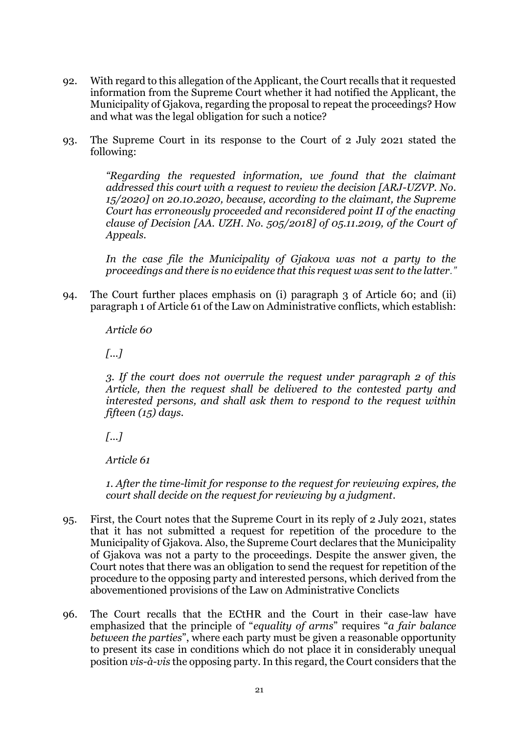92. With regard to this allegation of the Applicant, the Court recalls that it requested information from the Supreme Court whether it had notified the Applicant, the Municipality of Gjakova, regarding the proposal to repeat the proceedings? How and what was the legal obligation for such a notice?

93. The Supreme Court in its response to the Court of 2 July 2021 stated the following:

> *"Regarding the requested information, we found that the claimant addressed this court with a request to review the decision [ARJ-UZVP. No. 15/2020] on 20.10.2020, because, according to the claimant, the Supreme Court has erroneously proceeded and reconsidered point II of the enacting clause of Decision [AA. UZH. No. 505/2018] of 05.11.2019, of the Court of Appeals.*
>
> *In the case file the Municipality of Gjakova was not a party to the proceedings and there is no evidence that this request was sent to the latter."*

94. The Court further places emphasis on (i) paragraph 3 of Article 60; and (ii) paragraph 1 of Article 61 of the Law on Administrative conflicts, which establish:

> *Article 60*
>
> *[...]*
>
> *3. If the court does not overrule the request under paragraph 2 of this Article, then the request shall be delivered to the contested party and interested persons, and shall ask them to respond to the request within fifteen (15) days.*
>
> *[...]*
>
> *Article 61*
>
> *1. After the time-limit for response to the request for reviewing expires, the court shall decide on the request for reviewing by a judgment.*

95. First, the Court notes that the Supreme Court in its reply of 2 July 2021, states that it has not submitted a request for repetition of the procedure to the Municipality of Gjakova. Also, the Supreme Court declares that the Municipality of Gjakova was not a party to the proceedings. Despite the answer given, the Court notes that there was an obligation to send the request for repetition of the procedure to the opposing party and interested persons, which derived from the abovementioned provisions of the Law on Administrative Conclicts

96. The Court recalls that the ECtHR and the Court in their case-law have emphasized that the principle of "*equality of arms*" requires "*a fair balance between the parties*", where each party must be given a reasonable opportunity to present its case in conditions which do not place it in considerably unequal position *vis-à-vis* the opposing party. In this regard, the Court considers that the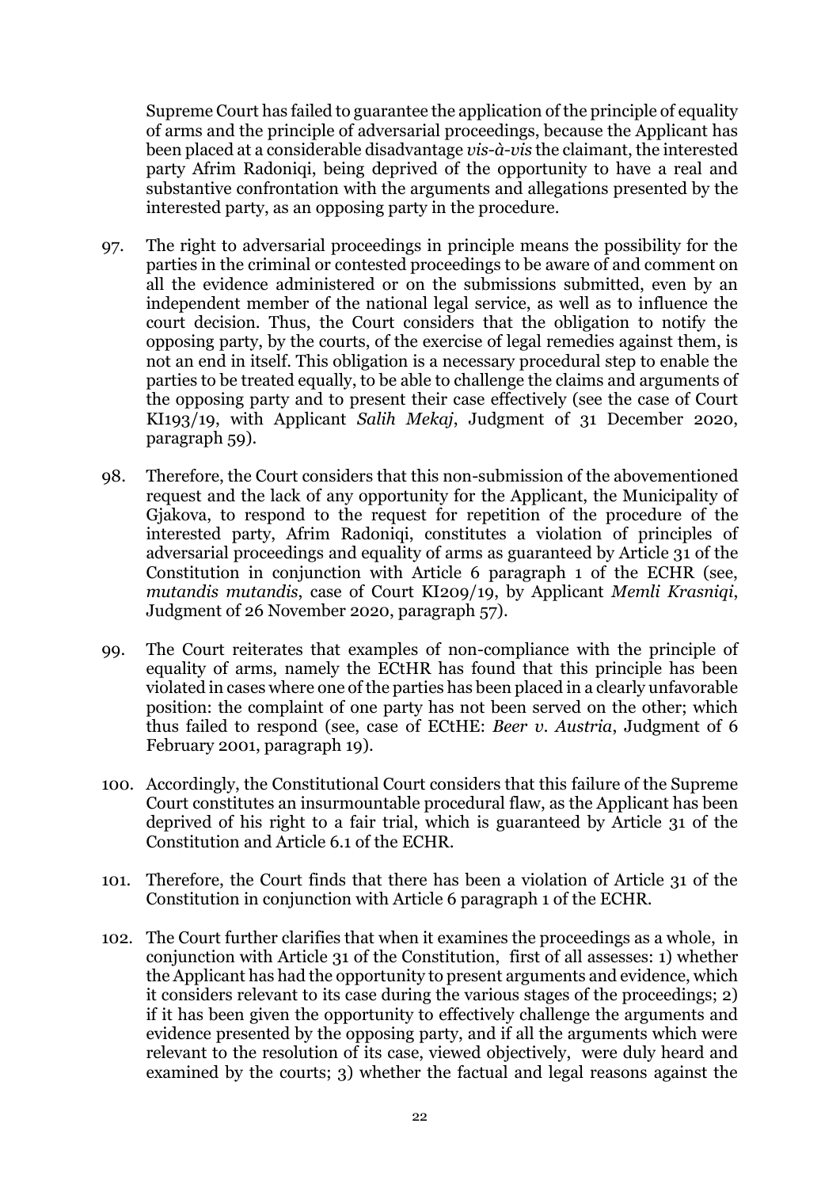Supreme Court has failed to guarantee the application of the principle of equality of arms and the principle of adversarial proceedings, because the Applicant has been placed at a considerable disadvantage *vis-à-vis* the claimant, the interested party Afrim Radoniqi, being deprived of the opportunity to have a real and substantive confrontation with the arguments and allegations presented by the interested party, as an opposing party in the procedure.

97. The right to adversarial proceedings in principle means the possibility for the parties in the criminal or contested proceedings to be aware of and comment on all the evidence administered or on the submissions submitted, even by an independent member of the national legal service, as well as to influence the court decision. Thus, the Court considers that the obligation to notify the opposing party, by the courts, of the exercise of legal remedies against them, is not an end in itself. This obligation is a necessary procedural step to enable the parties to be treated equally, to be able to challenge the claims and arguments of the opposing party and to present their case effectively (see the case of Court KI193/19, with Applicant *Salih Mekaj*, Judgment of 31 December 2020, paragraph 59).

98. Therefore, the Court considers that this non-submission of the abovementioned request and the lack of any opportunity for the Applicant, the Municipality of Gjakova, to respond to the request for repetition of the procedure of the interested party, Afrim Radoniqi, constitutes a violation of principles of adversarial proceedings and equality of arms as guaranteed by Article 31 of the Constitution in conjunction with Article 6 paragraph 1 of the ECHR (see, *mutandis mutandis*, case of Court KI209/19, by Applicant *Memli Krasniqi*, Judgment of 26 November 2020, paragraph 57).

99. The Court reiterates that examples of non-compliance with the principle of equality of arms, namely the ECtHR has found that this principle has been violated in cases where one of the parties has been placed in a clearly unfavorable position: the complaint of one party has not been served on the other; which thus failed to respond (see, case of ECtHE: *Beer v. Austria*, Judgment of 6 February 2001, paragraph 19).

100. Accordingly, the Constitutional Court considers that this failure of the Supreme Court constitutes an insurmountable procedural flaw, as the Applicant has been deprived of his right to a fair trial, which is guaranteed by Article 31 of the Constitution and Article 6.1 of the ECHR.

101. Therefore, the Court finds that there has been a violation of Article 31 of the Constitution in conjunction with Article 6 paragraph 1 of the ECHR.

102. The Court further clarifies that when it examines the proceedings as a whole, in conjunction with Article 31 of the Constitution, first of all assesses: 1) whether the Applicant has had the opportunity to present arguments and evidence, which it considers relevant to its case during the various stages of the proceedings; 2) if it has been given the opportunity to effectively challenge the arguments and evidence presented by the opposing party, and if all the arguments which were relevant to the resolution of its case, viewed objectively, were duly heard and examined by the courts; 3) whether the factual and legal reasons against the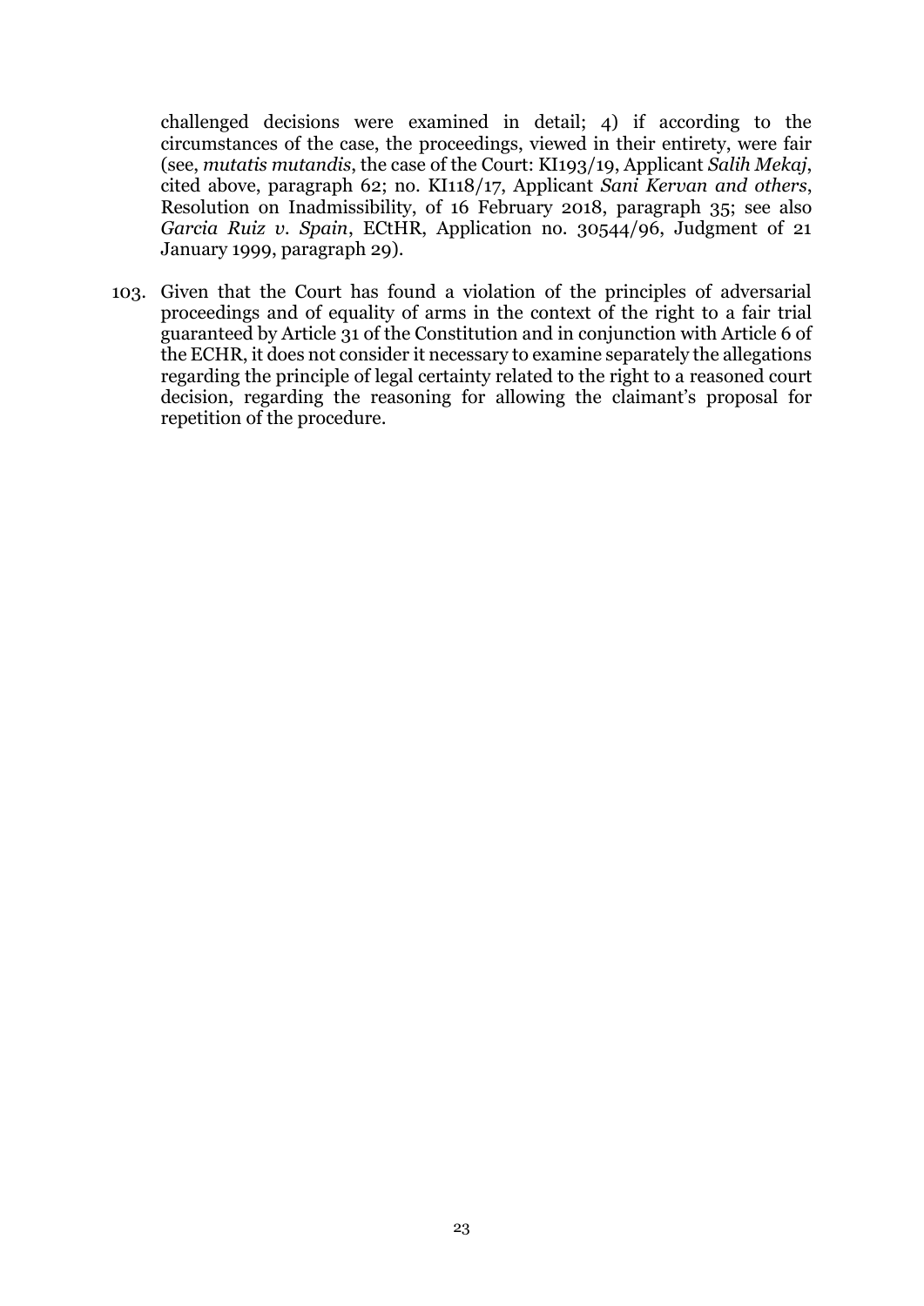challenged decisions were examined in detail; 4) if according to the circumstances of the case, the proceedings, viewed in their entirety, were fair (see, *mutatis mutandis*, the case of the Court: KI193/19, Applicant *Salih Mekaj*, cited above, paragraph 62; no. KI118/17, Applicant *Sani Kervan and others*, Resolution on Inadmissibility, of 16 February 2018, paragraph 35; see also *Garcia Ruiz v. Spain*, ECtHR, Application no. 30544/96, Judgment of 21 January 1999, paragraph 29).

103. Given that the Court has found a violation of the principles of adversarial proceedings and of equality of arms in the context of the right to a fair trial guaranteed by Article 31 of the Constitution and in conjunction with Article 6 of the ECHR, it does not consider it necessary to examine separately the allegations regarding the principle of legal certainty related to the right to a reasoned court decision, regarding the reasoning for allowing the claimant's proposal for repetition of the procedure.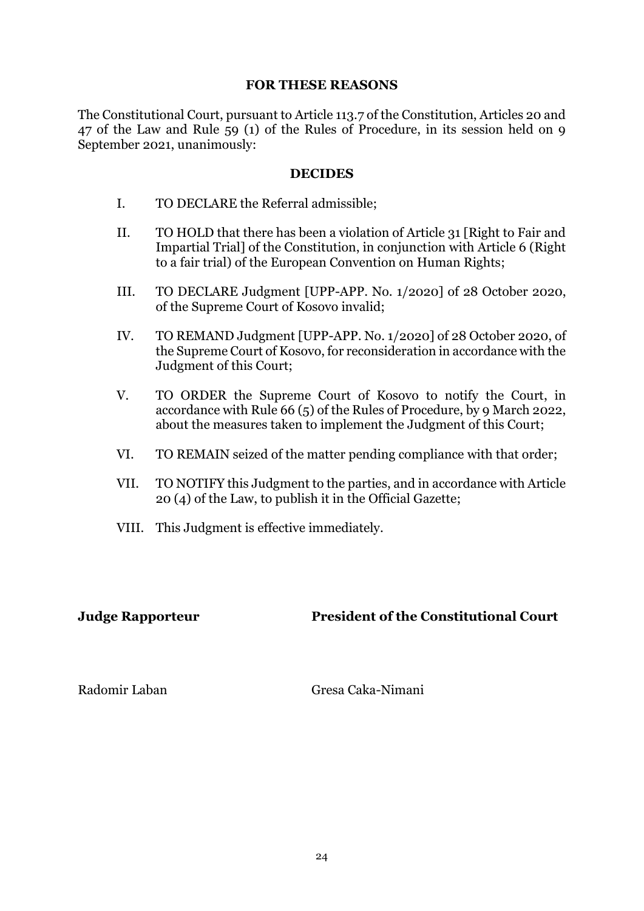**FOR THESE REASONS**

The Constitutional Court, pursuant to Article 113.7 of the Constitution, Articles 20 and 47 of the Law and Rule 59 (1) of the Rules of Procedure, in its session held on 9 September 2021, unanimously:

**DECIDES**

I. TO DECLARE the Referral admissible;

II. TO HOLD that there has been a violation of Article 31 [Right to Fair and Impartial Trial] of the Constitution, in conjunction with Article 6 (Right to a fair trial) of the European Convention on Human Rights;

III. TO DECLARE Judgment [UPP-APP. No. 1/2020] of 28 October 2020, of the Supreme Court of Kosovo invalid;

IV. TO REMAND Judgment [UPP-APP. No. 1/2020] of 28 October 2020, of the Supreme Court of Kosovo, for reconsideration in accordance with the Judgment of this Court;

V. TO ORDER the Supreme Court of Kosovo to notify the Court, in accordance with Rule 66 (5) of the Rules of Procedure, by 9 March 2022, about the measures taken to implement the Judgment of this Court;

VI. TO REMAIN seized of the matter pending compliance with that order;

VII. TO NOTIFY this Judgment to the parties, and in accordance with Article 20 (4) of the Law, to publish it in the Official Gazette;

VIII. This Judgment is effective immediately.

| **Judge Rapporteur** | **President of the Constitutional Court** |
|---|---|
| Radomir Laban | Gresa Caka-Nimani |